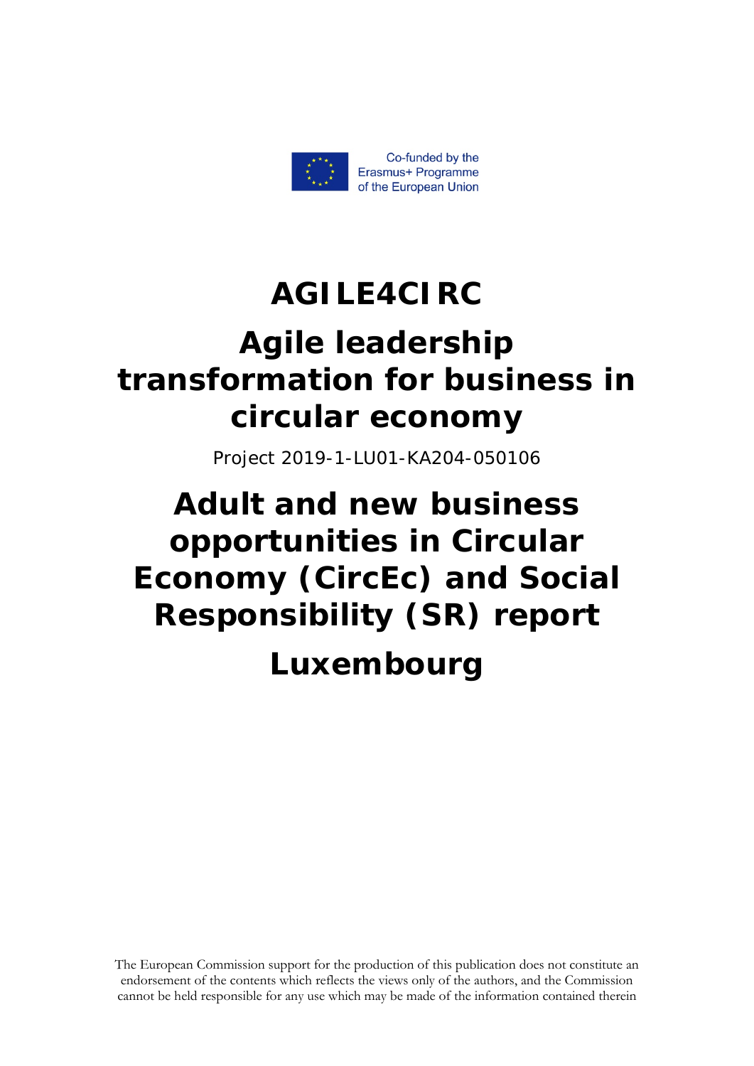Co-funded by the Erasmus+ Programme of the European Union

# AGILE4CIRC

# Agile leadership transformation for business in circular economy

Project 2019-1-LU01-KA204-050106

# Adult and new business opportunities in Circular Economy (CircEc) and Social Responsibility (SR) report

# Luxembourg

The European Commission support for the production of this publication does not constitute an endorsement of the contents which reflects the views only of the authors, and the Commission cannot be held responsible for any use which may be made of the information contained therein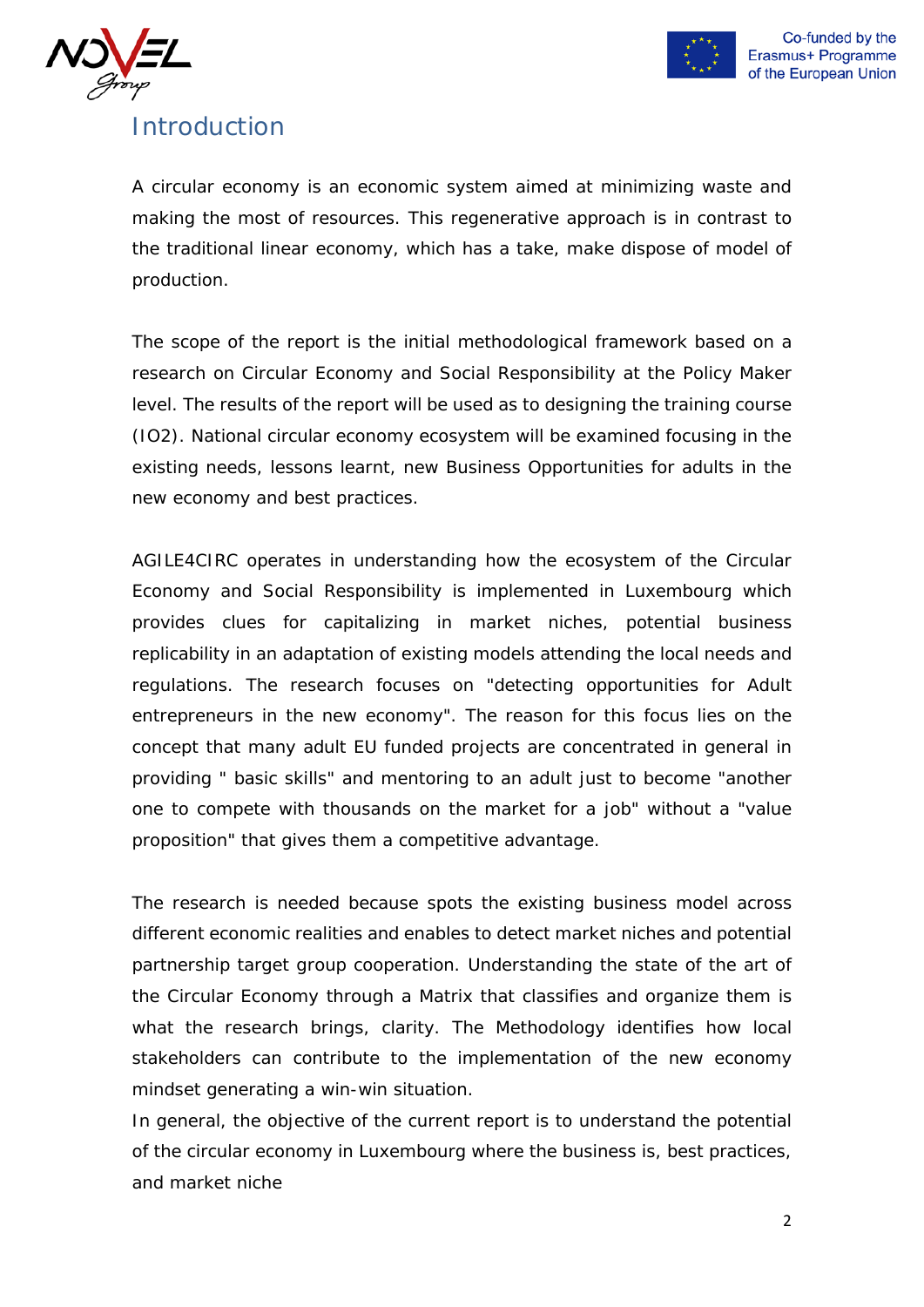## Introduction

A circular economy is an economic system aimed at minimizing waste and making the most of resources. This regenerative approach is in contrast to the traditional linear economy, which has a take, make dispose of model of production.

The scope of the report is the initial methodological framework based on a research on Circular Economy and Social Responsibility at the Policy Maker level. The results of the report will be used as to designing the training course (IO2). National circular economy ecosystem will be examined focusing in the existing needs, lessons learnt, new Business Opportunities for adults in the new economy and best practices.

AGILE4CIRC operates in understanding how the ecosystem of the Circular Economy and Social Responsibility is implemented in Luxembourg which provides clues for capitalizing in market niches, potential business replicability in an adaptation of existing models attending the local needs and regulations. The research focuses on "detecting opportunities for Adult entrepreneurs in the new economy". The reason for this focus lies on the concept that many adult EU funded projects are concentrated in general in providing " basic skills" and mentoring to an adult just to become "another one to compete with thousands on the market for a job" without a "value proposition" that gives them a competitive advantage.

The research is needed because spots the existing business model across different economic realities and enables to detect market niches and potential partnership target group cooperation. Understanding the state of the art of the Circular Economy through a Matrix that classifies and organize them is what the research brings, clarity. The Methodology identifies how local stakeholders can contribute to the implementation of the new economy mindset generating a win-win situation.

In general, the objective of the current report is to understand the potential of the circular economy in Luxembourg where the business is, best practices, and market niche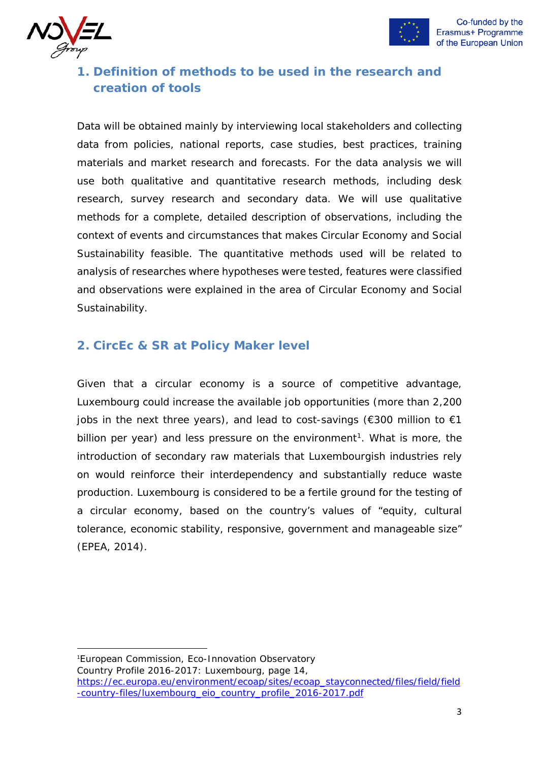## 1. Definition of methods to be used in the research and creation of tools

Data will be obtained mainly by interviewing local stakeholders and collecting data from policies, national reports, case studies, best practices, training materials and market research and forecasts. For the data analysis we will use both qualitative and quantitative research methods, including desk research, survey research and secondary data. We will use qualitative methods for a complete, detailed description of observations, including the context of events and circumstances that makes Circular Economy and Social Sustainability feasible. The quantitative methods used will be related to analysis of researches where hypotheses were tested, features were classified and observations were explained in the area of Circular Economy and Social Sustainability.

## 2. CircEc & SR at Policy Maker level

Given that a circular economy is a source of competitive advantage, Luxembourg could increase the available job opportunities (more than 2,200 jobs in the next three years), and lead to cost-savings (€300 million to €1 billion per year) and less pressure on the environment[1]. What is more, the introduction of secondary raw materials that Luxembourgish industries rely on would reinforce their interdependency and substantially reduce waste production. Luxembourg is considered to be a fertile ground for the testing of a circular economy, based on the country's values of "equity, cultural tolerance, economic stability, responsive, government and manageable size" (EPEA, 2014).

---

[1] European Commission, Eco-Innovation Observatory Country Profile 2016-2017: Luxembourg, page 14, https://ec.europa.eu/environment/ecoap/sites/ecoap_stayconnected/files/field/field-country-files/luxembourg_eio_country_profile_2016-2017.pdf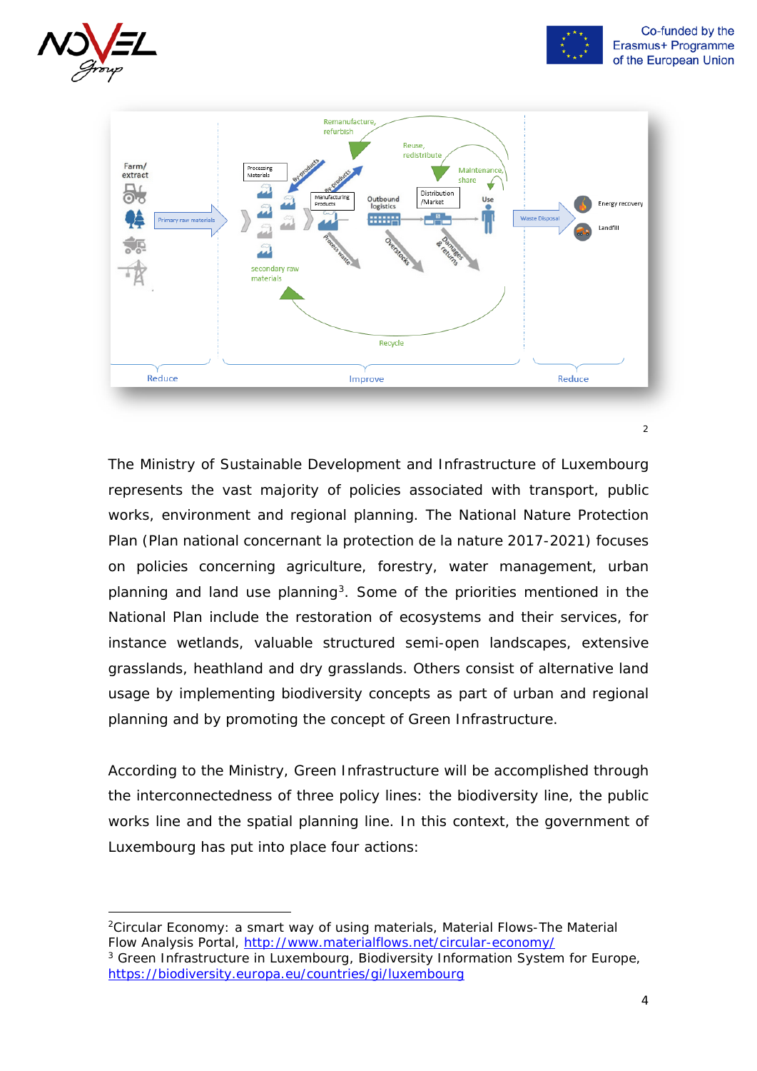2

The Ministry of Sustainable Development and Infrastructure of Luxembourg represents the vast majority of policies associated with transport, public works, environment and regional planning. The National Nature Protection Plan (Plan national concernant la protection de la nature 2017-2021) focuses on policies concerning agriculture, forestry, water management, urban planning and land use planning[3]. Some of the priorities mentioned in the National Plan include the restoration of ecosystems and their services, for instance wetlands, valuable structured semi-open landscapes, extensive grasslands, heathland and dry grasslands. Others consist of alternative land usage by implementing biodiversity concepts as part of urban and regional planning and by promoting the concept of Green Infrastructure.

According to the Ministry, Green Infrastructure will be accomplished through the interconnectedness of three policy lines: the biodiversity line, the public works line and the spatial planning line. In this context, the government of Luxembourg has put into place four actions:

---

[2]Circular Economy: a smart way of using materials, Material Flows-The Material Flow Analysis Portal, http://www.materialflows.net/circular-economy/

[3] Green Infrastructure in Luxembourg, Biodiversity Information System for Europe, https://biodiversity.europa.eu/countries/gi/luxembourg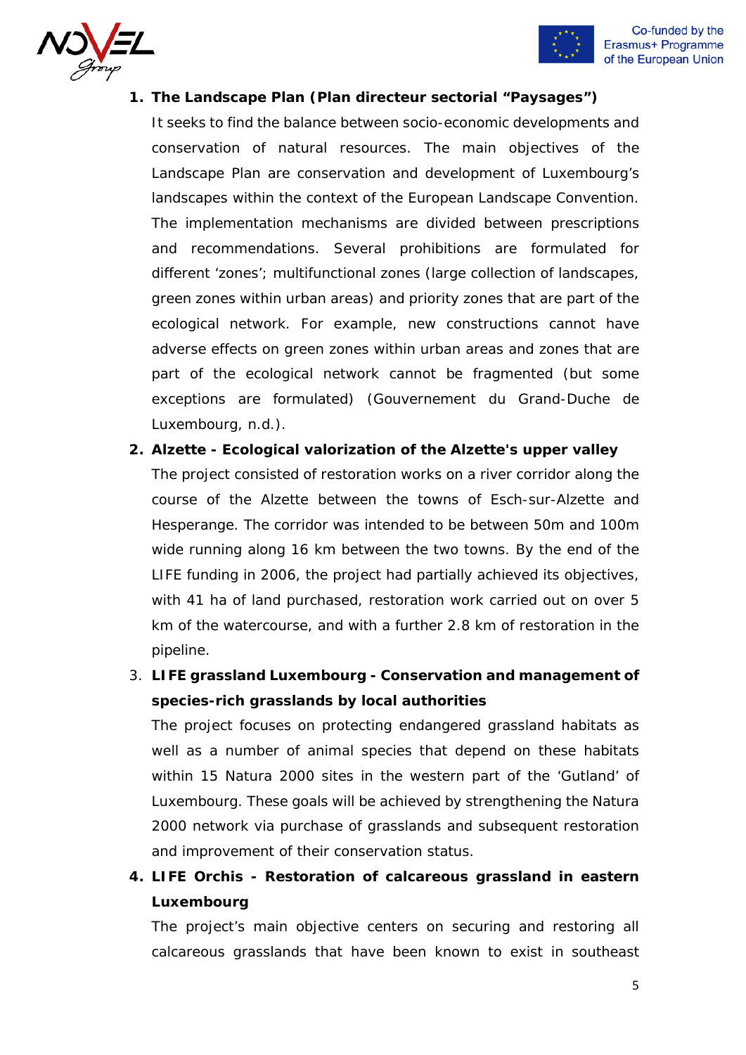1. **The Landscape Plan (Plan directeur sectorial "Paysages")**

   It seeks to find the balance between socio-economic developments and conservation of natural resources. The main objectives of the Landscape Plan are conservation and development of Luxembourg's landscapes within the context of the European Landscape Convention. The implementation mechanisms are divided between prescriptions and recommendations. Several prohibitions are formulated for different 'zones'; multifunctional zones (large collection of landscapes, green zones within urban areas) and priority zones that are part of the ecological network. For example, new constructions cannot have adverse effects on green zones within urban areas and zones that are part of the ecological network cannot be fragmented (but some exceptions are formulated) (Gouvernement du Grand-Duche de Luxembourg, n.d.).

2. **Alzette - Ecological valorization of the Alzette's upper valley**

   The project consisted of restoration works on a river corridor along the course of the Alzette between the towns of Esch-sur-Alzette and Hesperange. The corridor was intended to be between 50m and 100m wide running along 16 km between the two towns. By the end of the LIFE funding in 2006, the project had partially achieved its objectives, with 41 ha of land purchased, restoration work carried out on over 5 km of the watercourse, and with a further 2.8 km of restoration in the pipeline.

3. **LIFE grassland Luxembourg - Conservation and management of species-rich grasslands by local authorities**

   The project focuses on protecting endangered grassland habitats as well as a number of animal species that depend on these habitats within 15 Natura 2000 sites in the western part of the 'Gutland' of Luxembourg. These goals will be achieved by strengthening the Natura 2000 network via purchase of grasslands and subsequent restoration and improvement of their conservation status.

4. **LIFE Orchis - Restoration of calcareous grassland in eastern Luxembourg**

   The project's main objective centers on securing and restoring all calcareous grasslands that have been known to exist in southeast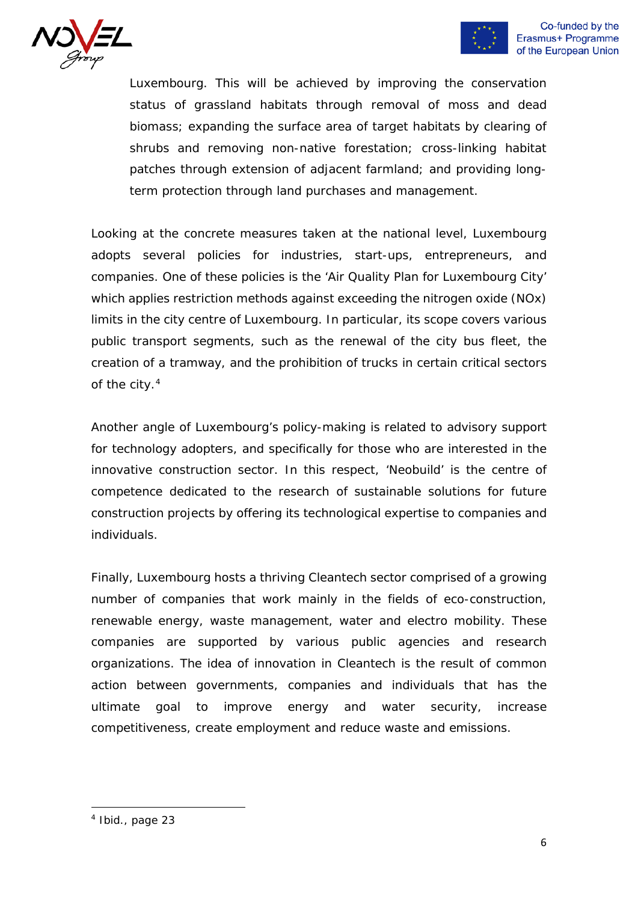Luxembourg. This will be achieved by improving the conservation status of grassland habitats through removal of moss and dead biomass; expanding the surface area of target habitats by clearing of shrubs and removing non-native forestation; cross-linking habitat patches through extension of adjacent farmland; and providing long-term protection through land purchases and management.

Looking at the concrete measures taken at the national level, Luxembourg adopts several policies for industries, start-ups, entrepreneurs, and companies. One of these policies is the 'Air Quality Plan for Luxembourg City' which applies restriction methods against exceeding the nitrogen oxide (NOx) limits in the city centre of Luxembourg. In particular, its scope covers various public transport segments, such as the renewal of the city bus fleet, the creation of a tramway, and the prohibition of trucks in certain critical sectors of the city.[4]

Another angle of Luxembourg's policy-making is related to advisory support for technology adopters, and specifically for those who are interested in the innovative construction sector. In this respect, 'Neobuild' is the centre of competence dedicated to the research of sustainable solutions for future construction projects by offering its technological expertise to companies and individuals.

Finally, Luxembourg hosts a thriving Cleantech sector comprised of a growing number of companies that work mainly in the fields of eco-construction, renewable energy, waste management, water and electro mobility. These companies are supported by various public agencies and research organizations. The idea of innovation in Cleantech is the result of common action between governments, companies and individuals that has the ultimate goal to improve energy and water security, increase competitiveness, create employment and reduce waste and emissions.

---

[4] Ibid., page 23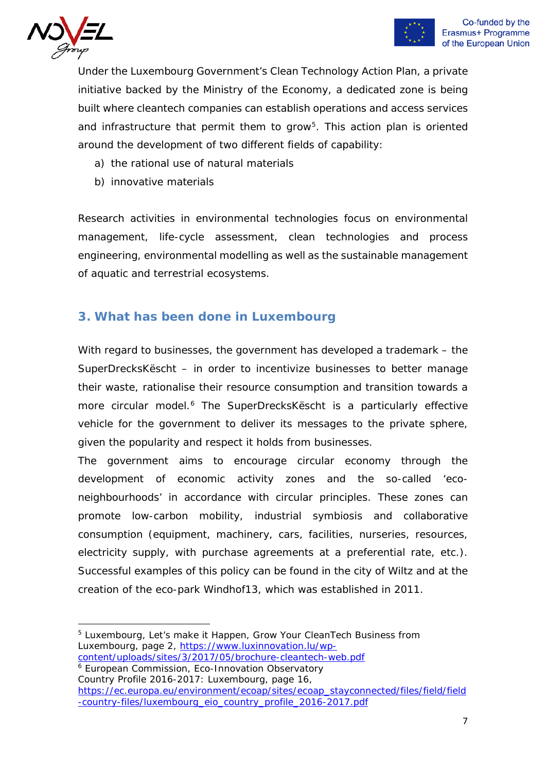Under the Luxembourg Government's Clean Technology Action Plan, a private initiative backed by the Ministry of the Economy, a dedicated zone is being built where cleantech companies can establish operations and access services and infrastructure that permit them to grow[5]. This action plan is oriented around the development of two different fields of capability:

a) the rational use of natural materials
b) innovative materials

Research activities in environmental technologies focus on environmental management, life-cycle assessment, clean technologies and process engineering, environmental modelling as well as the sustainable management of aquatic and terrestrial ecosystems.

## 3. What has been done in Luxembourg

With regard to businesses, the government has developed a trademark – the SuperDrecksKëscht – in order to incentivize businesses to better manage their waste, rationalise their resource consumption and transition towards a more circular model.[6] The SuperDrecksKëscht is a particularly effective vehicle for the government to deliver its messages to the private sphere, given the popularity and respect it holds from businesses.

The government aims to encourage circular economy through the development of economic activity zones and the so-called 'eco-neighbourhoods' in accordance with circular principles. These zones can promote low-carbon mobility, industrial symbiosis and collaborative consumption (equipment, machinery, cars, facilities, nurseries, resources, electricity supply, with purchase agreements at a preferential rate, etc.). Successful examples of this policy can be found in the city of Wiltz and at the creation of the eco-park Windhof13, which was established in 2011.

---

[5] Luxembourg, Let's make it Happen, Grow Your CleanTech Business from Luxembourg, page 2, https://www.luxinnovation.lu/wp-content/uploads/sites/3/2017/05/brochure-cleantech-web.pdf

[6] European Commission, Eco-Innovation Observatory Country Profile 2016-2017: Luxembourg, page 16, https://ec.europa.eu/environment/ecoap/sites/ecoap_stayconnected/files/field/field-country-files/luxembourg_eio_country_profile_2016-2017.pdf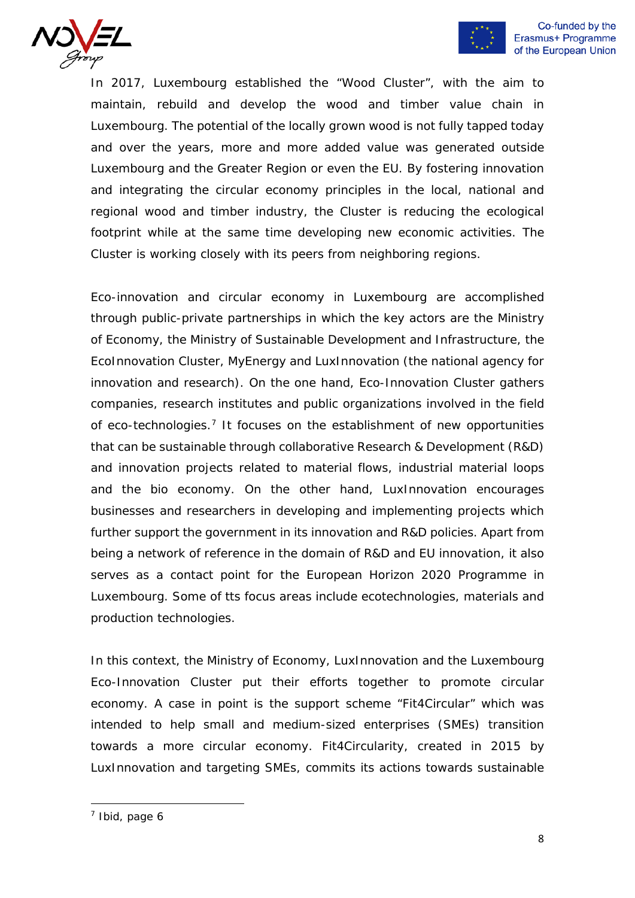In 2017, Luxembourg established the “Wood Cluster”, with the aim to maintain, rebuild and develop the wood and timber value chain in Luxembourg. The potential of the locally grown wood is not fully tapped today and over the years, more and more added value was generated outside Luxembourg and the Greater Region or even the EU. By fostering innovation and integrating the circular economy principles in the local, national and regional wood and timber industry, the Cluster is reducing the ecological footprint while at the same time developing new economic activities. The Cluster is working closely with its peers from neighboring regions.

Eco-innovation and circular economy in Luxembourg are accomplished through public-private partnerships in which the key actors are the Ministry of Economy, the Ministry of Sustainable Development and Infrastructure, the EcoInnovation Cluster, MyEnergy and LuxInnovation (the national agency for innovation and research). On the one hand, Eco-Innovation Cluster gathers companies, research institutes and public organizations involved in the field of eco-technologies.[7] It focuses on the establishment of new opportunities that can be sustainable through collaborative Research & Development (R&D) and innovation projects related to material flows, industrial material loops and the bio economy. On the other hand, LuxInnovation encourages businesses and researchers in developing and implementing projects which further support the government in its innovation and R&D policies. Apart from being a network of reference in the domain of R&D and EU innovation, it also serves as a contact point for the European Horizon 2020 Programme in Luxembourg. Some of tts focus areas include ecotechnologies, materials and production technologies.

In this context, the Ministry of Economy, LuxInnovation and the Luxembourg Eco-Innovation Cluster put their efforts together to promote circular economy. A case in point is the support scheme “Fit4Circular” which was intended to help small and medium-sized enterprises (SMEs) transition towards a more circular economy. Fit4Circularity, created in 2015 by LuxInnovation and targeting SMEs, commits its actions towards sustainable

[7] Ibid, page 6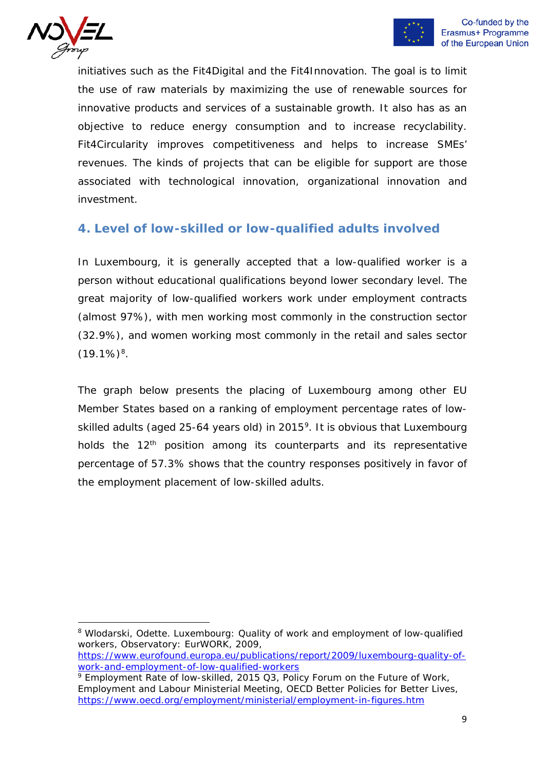initiatives such as the Fit4Digital and the Fit4Innovation. The goal is to limit the use of raw materials by maximizing the use of renewable sources for innovative products and services of a sustainable growth. It also has as an objective to reduce energy consumption and to increase recyclability. Fit4Circularity improves competitiveness and helps to increase SMEs' revenues. The kinds of projects that can be eligible for support are those associated with technological innovation, organizational innovation and investment.

## 4. Level of low-skilled or low-qualified adults involved

In Luxembourg, it is generally accepted that a low-qualified worker is a person without educational qualifications beyond lower secondary level. The great majority of low-qualified workers work under employment contracts (almost 97%), with men working most commonly in the construction sector (32.9%), and women working most commonly in the retail and sales sector (19.1%)[8].

The graph below presents the placing of Luxembourg among other EU Member States based on a ranking of employment percentage rates of low-skilled adults (aged 25-64 years old) in 2015[9]. It is obvious that Luxembourg holds the 12th position among its counterparts and its representative percentage of 57.3% shows that the country responses positively in favor of the employment placement of low-skilled adults.

---

[8] Wlodarski, Odette. Luxembourg: Quality of work and employment of low-qualified workers, Observatory: EurWORK, 2009, https://www.eurofound.europa.eu/publications/report/2009/luxembourg-quality-of-work-and-employment-of-low-qualified-workers

[9] Employment Rate of low-skilled, 2015 Q3, Policy Forum on the Future of Work, Employment and Labour Ministerial Meeting, OECD Better Policies for Better Lives, https://www.oecd.org/employment/ministerial/employment-in-figures.htm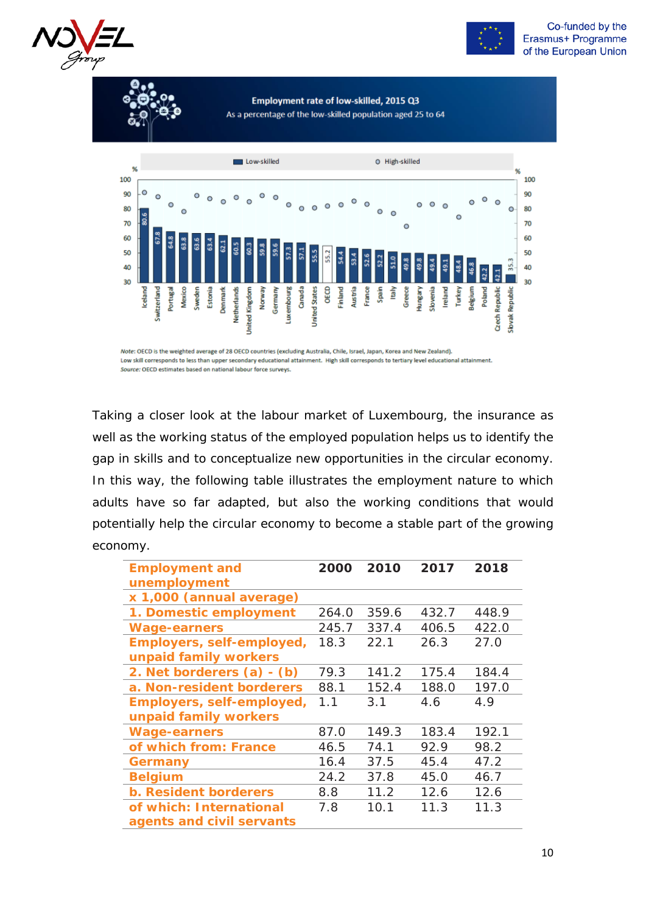**Employment rate of low-skilled, 2015 Q3**

As a percentage of the low-skilled population aged 25 to 64

*Note*: OECD is the weighted average of 28 OECD countries (excluding Australia, Chile, Israel, Japan, Korea and New Zealand).
Low skill corresponds to less than upper secondary educational attainment. High skill corresponds to tertiary level educational attainment.
*Source:* OECD estimates based on national labour force surveys.

Taking a closer look at the labour market of Luxembourg, the insurance as well as the working status of the employed population helps us to identify the gap in skills and to conceptualize new opportunities in the circular economy. In this way, the following table illustrates the employment nature to which adults have so far adapted, but also the working conditions that would potentially help the circular economy to become a stable part of the growing economy.

| Employment and unemployment x 1,000 (annual average) | 2000 | 2010 | 2017 | 2018 |
|---|---|---|---|---|
| 1. Domestic employment | 264.0 | 359.6 | 432.7 | 448.9 |
| Wage-earners | 245.7 | 337.4 | 406.5 | 422.0 |
| Employers, self-employed, unpaid family workers | 18.3 | 22.1 | 26.3 | 27.0 |
| 2. Net borderers (a) - (b) | 79.3 | 141.2 | 175.4 | 184.4 |
| a. Non-resident borderers | 88.1 | 152.4 | 188.0 | 197.0 |
| Employers, self-employed, unpaid family workers | 1.1 | 3.1 | 4.6 | 4.9 |
| Wage-earners | 87.0 | 149.3 | 183.4 | 192.1 |
| of which from: France | 46.5 | 74.1 | 92.9 | 98.2 |
| Germany | 16.4 | 37.5 | 45.4 | 47.2 |
| Belgium | 24.2 | 37.8 | 45.0 | 46.7 |
| b. Resident borderers | 8.8 | 11.2 | 12.6 | 12.6 |
| of which: International agents and civil servants | 7.8 | 10.1 | 11.3 | 11.3 |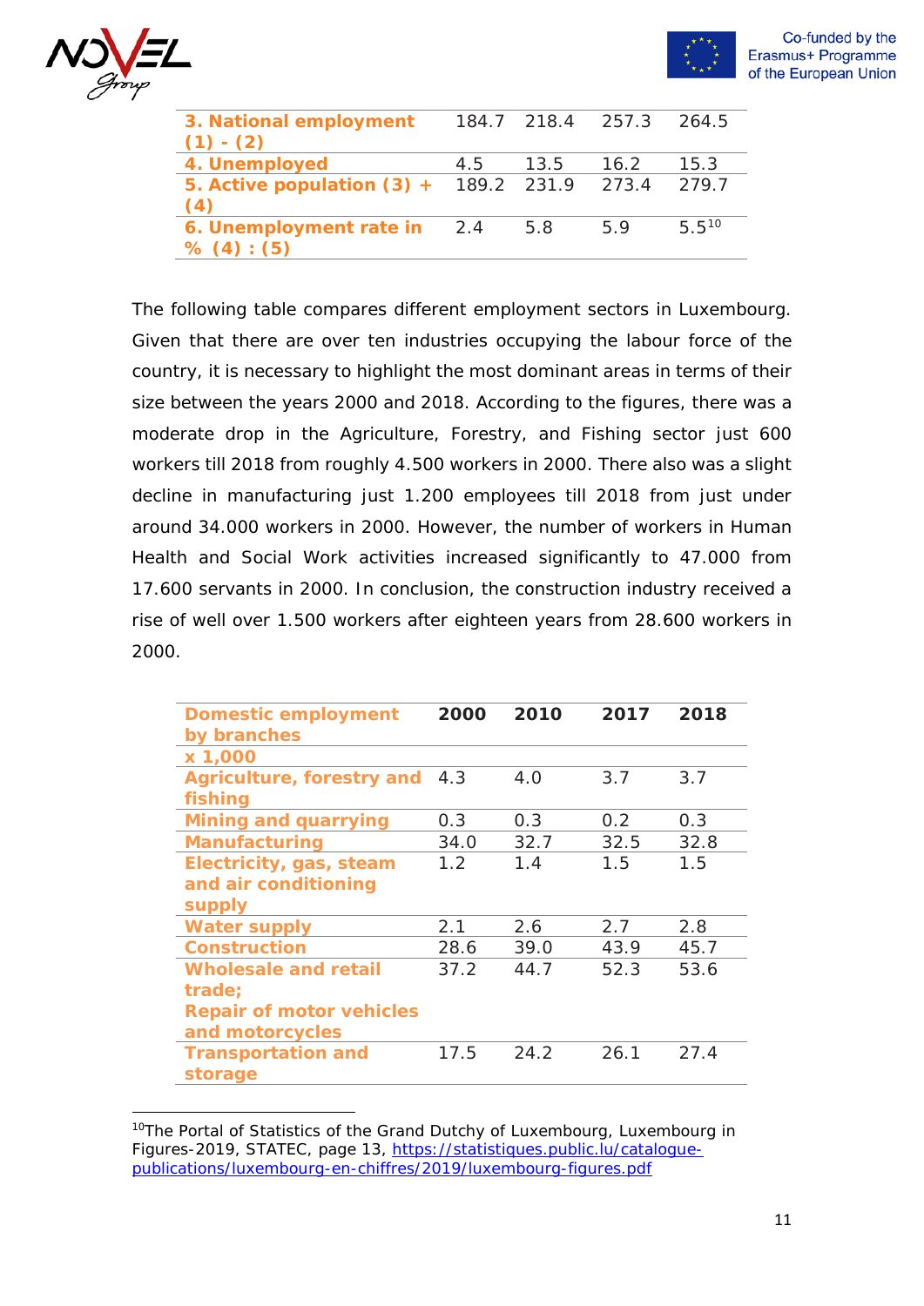| 3. National employment (1) - (2) | 184.7 | 218.4 | 257.3 | 264.5 |
|---|---|---|---|---|
| 4. Unemployed | 4.5 | 13.5 | 16.2 | 15.3 |
| 5. Active population (3) + (4) | 189.2 | 231.9 | 273.4 | 279.7 |
| 6. Unemployment rate in % (4) : (5) | 2.4 | 5.8 | 5.9 | 5.5[10] |

The following table compares different employment sectors in Luxembourg. Given that there are over ten industries occupying the labour force of the country, it is necessary to highlight the most dominant areas in terms of their size between the years 2000 and 2018. According to the figures, there was a moderate drop in the Agriculture, Forestry, and Fishing sector just 600 workers till 2018 from roughly 4.500 workers in 2000. There also was a slight decline in manufacturing just 1.200 employees till 2018 from just under around 34.000 workers in 2000. However, the number of workers in Human Health and Social Work activities increased significantly to 47.000 from 17.600 servants in 2000. In conclusion, the construction industry received a rise of well over 1.500 workers after eighteen years from 28.600 workers in 2000.

| Domestic employment by branches x 1,000 | 2000 | 2010 | 2017 | 2018 |
|---|---|---|---|---|
| Agriculture, forestry and fishing | 4.3 | 4.0 | 3.7 | 3.7 |
| Mining and quarrying | 0.3 | 0.3 | 0.2 | 0.3 |
| Manufacturing | 34.0 | 32.7 | 32.5 | 32.8 |
| Electricity, gas, steam and air conditioning supply | 1.2 | 1.4 | 1.5 | 1.5 |
| Water supply | 2.1 | 2.6 | 2.7 | 2.8 |
| Construction | 28.6 | 39.0 | 43.9 | 45.7 |
| Wholesale and retail trade; Repair of motor vehicles and motorcycles | 37.2 | 44.7 | 52.3 | 53.6 |
| Transportation and storage | 17.5 | 24.2 | 26.1 | 27.4 |

[10] The Portal of Statistics of the Grand Dutchy of Luxembourg, Luxembourg in Figures-2019, STATEC, page 13, https://statistiques.public.lu/catalogue-publications/luxembourg-en-chiffres/2019/luxembourg-figures.pdf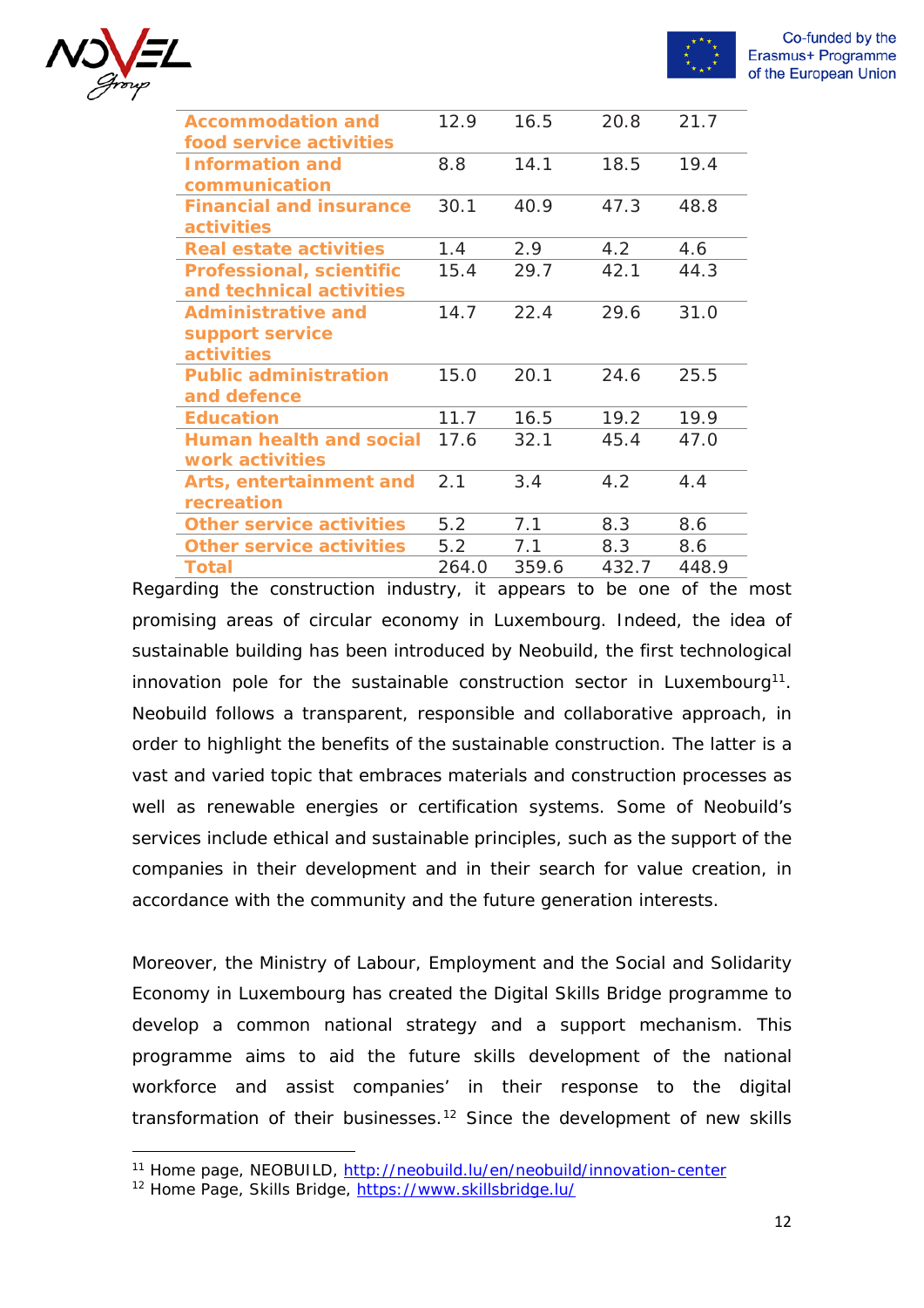| | | | | |
|---|---|---|---|---|
| **Accommodation and food service activities** | 12.9 | 16.5 | 20.8 | 21.7 |
| **Information and communication** | 8.8 | 14.1 | 18.5 | 19.4 |
| **Financial and insurance activities** | 30.1 | 40.9 | 47.3 | 48.8 |
| **Real estate activities** | 1.4 | 2.9 | 4.2 | 4.6 |
| **Professional, scientific and technical activities** | 15.4 | 29.7 | 42.1 | 44.3 |
| **Administrative and support service activities** | 14.7 | 22.4 | 29.6 | 31.0 |
| **Public administration and defence** | 15.0 | 20.1 | 24.6 | 25.5 |
| **Education** | 11.7 | 16.5 | 19.2 | 19.9 |
| **Human health and social work activities** | 17.6 | 32.1 | 45.4 | 47.0 |
| **Arts, entertainment and recreation** | 2.1 | 3.4 | 4.2 | 4.4 |
| **Other service activities** | 5.2 | 7.1 | 8.3 | 8.6 |
| **Other service activities** | 5.2 | 7.1 | 8.3 | 8.6 |
| **Total** | 264.0 | 359.6 | 432.7 | 448.9 |

Regarding the construction industry, it appears to be one of the most promising areas of circular economy in Luxembourg. Indeed, the idea of sustainable building has been introduced by Neobuild, the first technological innovation pole for the sustainable construction sector in Luxembourg[11]. Neobuild follows a transparent, responsible and collaborative approach, in order to highlight the benefits of the sustainable construction. The latter is a vast and varied topic that embraces materials and construction processes as well as renewable energies or certification systems. Some of Neobuild's services include ethical and sustainable principles, such as the support of the companies in their development and in their search for value creation, in accordance with the community and the future generation interests.

Moreover, the Ministry of Labour, Employment and the Social and Solidarity Economy in Luxembourg has created the Digital Skills Bridge programme to develop a common national strategy and a support mechanism. This programme aims to aid the future skills development of the national workforce and assist companies' in their response to the digital transformation of their businesses.[12] Since the development of new skills

[11] Home page, NEOBUILD, http://neobuild.lu/en/neobuild/innovation-center

[12] Home Page, Skills Bridge, https://www.skillsbridge.lu/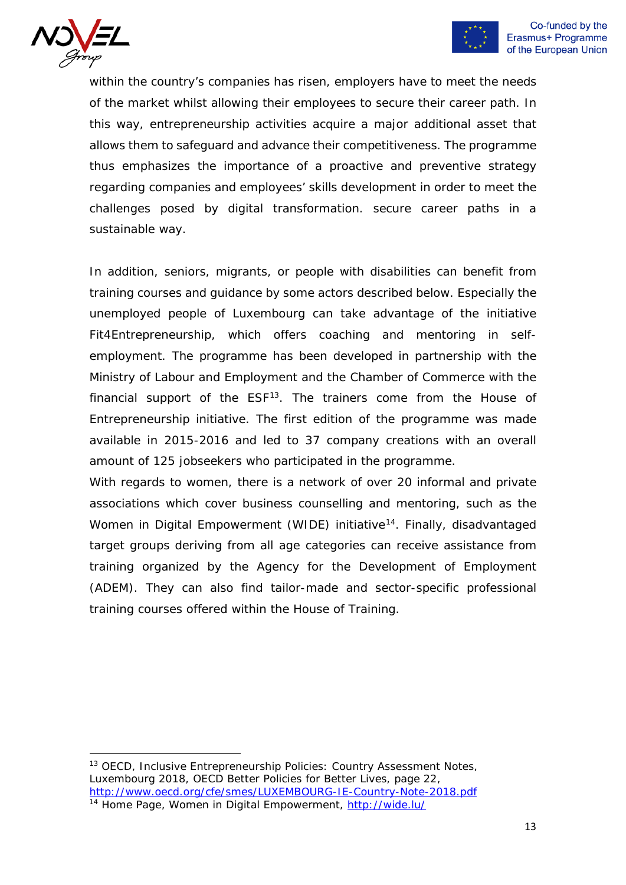within the country's companies has risen, employers have to meet the needs of the market whilst allowing their employees to secure their career path. In this way, entrepreneurship activities acquire a major additional asset that allows them to safeguard and advance their competitiveness. The programme thus emphasizes the importance of a proactive and preventive strategy regarding companies and employees' skills development in order to meet the challenges posed by digital transformation. secure career paths in a sustainable way.

In addition, seniors, migrants, or people with disabilities can benefit from training courses and guidance by some actors described below. Especially the unemployed people of Luxembourg can take advantage of the initiative Fit4Entrepreneurship, which offers coaching and mentoring in self-employment. The programme has been developed in partnership with the Ministry of Labour and Employment and the Chamber of Commerce with the financial support of the ESF[13]. The trainers come from the House of Entrepreneurship initiative. The first edition of the programme was made available in 2015-2016 and led to 37 company creations with an overall amount of 125 jobseekers who participated in the programme.

With regards to women, there is a network of over 20 informal and private associations which cover business counselling and mentoring, such as the Women in Digital Empowerment (WIDE) initiative[14]. Finally, disadvantaged target groups deriving from all age categories can receive assistance from training organized by the Agency for the Development of Employment (ADEM). They can also find tailor-made and sector-specific professional training courses offered within the House of Training.

---

[13] OECD, Inclusive Entrepreneurship Policies: Country Assessment Notes, Luxembourg 2018, OECD Better Policies for Better Lives, page 22, http://www.oecd.org/cfe/smes/LUXEMBOURG-IE-Country-Note-2018.pdf

[14] Home Page, Women in Digital Empowerment, http://wide.lu/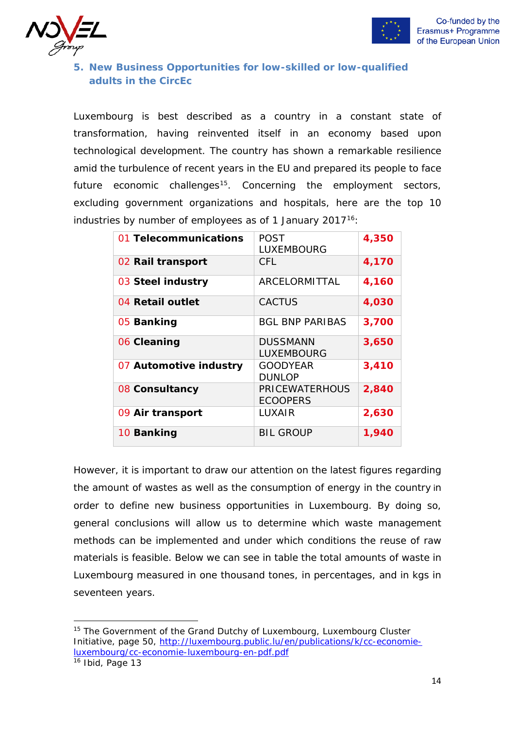## 5. New Business Opportunities for low-skilled or low-qualified adults in the CircEc

Luxembourg is best described as a country in a constant state of transformation, having reinvented itself in an economy based upon technological development. The country has shown a remarkable resilience amid the turbulence of recent years in the EU and prepared its people to face future economic challenges[15]. Concerning the employment sectors, excluding government organizations and hospitals, here are the top 10 industries by number of employees as of 1 January 2017[16]:

| Industry | Company | Employees |
|---|---|---|
| 01 **Telecommunications** | POST LUXEMBOURG | **4,350** |
| 02 **Rail transport** | CFL | **4,170** |
| 03 **Steel industry** | ARCELORMITTAL | **4,160** |
| 04 **Retail outlet** | CACTUS | **4,030** |
| 05 **Banking** | BGL BNP PARIBAS | **3,700** |
| 06 **Cleaning** | DUSSMANN LUXEMBOURG | **3,650** |
| 07 **Automotive industry** | GOODYEAR DUNLOP | **3,410** |
| 08 **Consultancy** | PRICEWATERHOUSECOOPERS | **2,840** |
| 09 **Air transport** | LUXAIR | **2,630** |
| 10 **Banking** | BIL GROUP | **1,940** |

However, it is important to draw our attention on the latest figures regarding the amount of wastes as well as the consumption of energy in the country in order to define new business opportunities in Luxembourg. By doing so, general conclusions will allow us to determine which waste management methods can be implemented and under which conditions the reuse of raw materials is feasible. Below we can see in table the total amounts of waste in Luxembourg measured in one thousand tones, in percentages, and in kgs in seventeen years.

---

[15] The Government of the Grand Dutchy of Luxembourg, Luxembourg Cluster Initiative, page 50, http://luxembourg.public.lu/en/publications/k/cc-economie-luxembourg/cc-economie-luxembourg-en-pdf.pdf

[16] Ibid, Page 13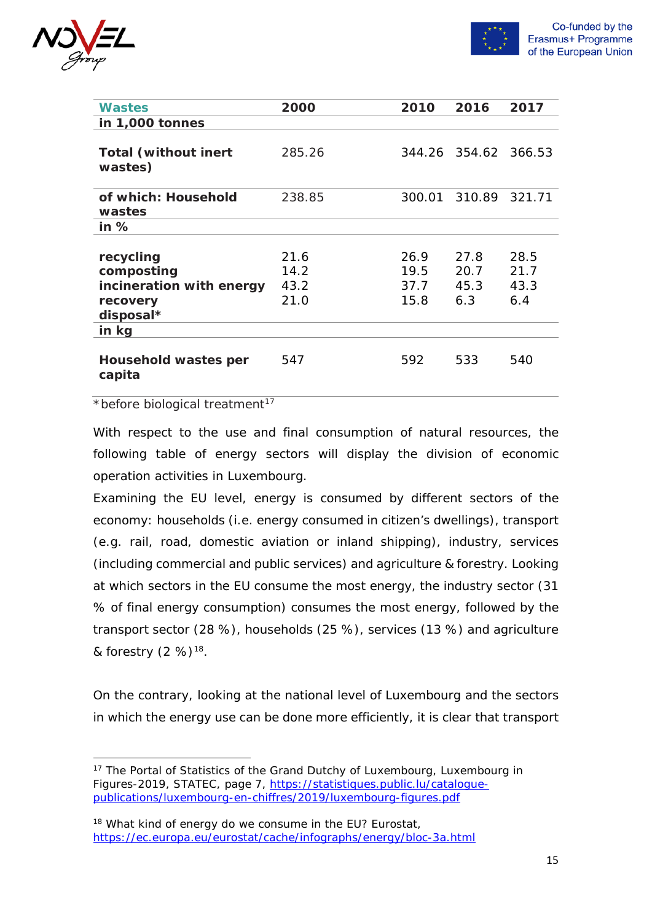| Wastes | 2000 | 2010 | 2016 | 2017 |
|---|---|---|---|---|
| **in 1,000 tonnes** | | | | |
| **Total (without inert wastes)** | 285.26 | 344.26 | 354.62 | 366.53 |
| **of which: Household wastes** | 238.85 | 300.01 | 310.89 | 321.71 |
| **in %** | | | | |
| **recycling** | 21.6 | 26.9 | 27.8 | 28.5 |
| **composting** | 14.2 | 19.5 | 20.7 | 21.7 |
| **incineration with energy recovery** | 43.2 | 37.7 | 45.3 | 43.3 |
| **disposal*** | 21.0 | 15.8 | 6.3 | 6.4 |
| **in kg** | | | | |
| **Household wastes per capita** | 547 | 592 | 533 | 540 |

*before biological treatment[17]

With respect to the use and final consumption of natural resources, the following table of energy sectors will display the division of economic operation activities in Luxembourg.

Examining the EU level, energy is consumed by different sectors of the economy: households (i.e. energy consumed in citizen's dwellings), transport (e.g. rail, road, domestic aviation or inland shipping), industry, services (including commercial and public services) and agriculture & forestry. Looking at which sectors in the EU consume the most energy, the industry sector (31 % of final energy consumption) consumes the most energy, followed by the transport sector (28 %), households (25 %), services (13 %) and agriculture & forestry (2 %)[18].

On the contrary, looking at the national level of Luxembourg and the sectors in which the energy use can be done more efficiently, it is clear that transport

---

[17] The Portal of Statistics of the Grand Dutchy of Luxembourg, Luxembourg in Figures-2019, STATEC, page 7, https://statistiques.public.lu/catalogue-publications/luxembourg-en-chiffres/2019/luxembourg-figures.pdf

[18] What kind of energy do we consume in the EU? Eurostat, https://ec.europa.eu/eurostat/cache/infographs/energy/bloc-3a.html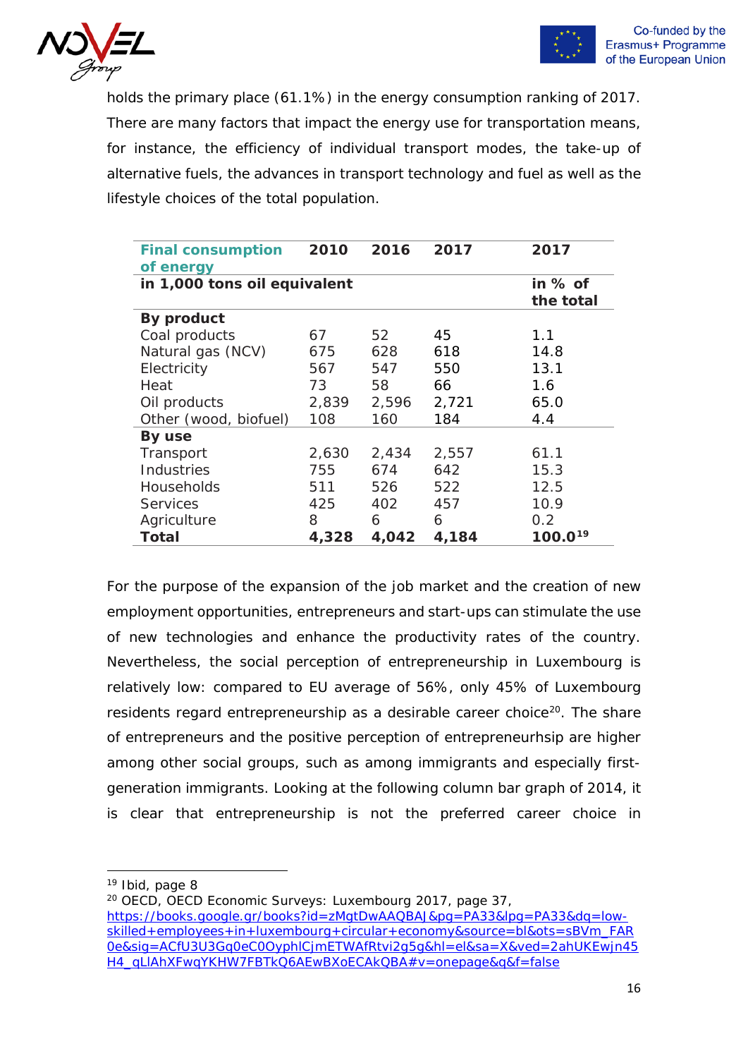holds the primary place (61.1%) in the energy consumption ranking of 2017. There are many factors that impact the energy use for transportation means, for instance, the efficiency of individual transport modes, the take-up of alternative fuels, the advances in transport technology and fuel as well as the lifestyle choices of the total population.

| **Final consumption of energy** | **2010** | **2016** | **2017** | **2017** |
|---|---|---|---|---|
| **in 1,000 tons oil equivalent** | | | | **in % of the total** |
| **By product** | | | | |
| Coal products | 67 | 52 | 45 | 1.1 |
| Natural gas (NCV) | 675 | 628 | 618 | 14.8 |
| Electricity | 567 | 547 | 550 | 13.1 |
| Heat | 73 | 58 | 66 | 1.6 |
| Oil products | 2,839 | 2,596 | 2,721 | 65.0 |
| Other (wood, biofuel) | 108 | 160 | 184 | 4.4 |
| **By use** | | | | |
| Transport | 2,630 | 2,434 | 2,557 | 61.1 |
| Industries | 755 | 674 | 642 | 15.3 |
| Households | 511 | 526 | 522 | 12.5 |
| Services | 425 | 402 | 457 | 10.9 |
| Agriculture | 8 | 6 | 6 | 0.2 |
| **Total** | **4,328** | **4,042** | **4,184** | **100.0**[19] |

For the purpose of the expansion of the job market and the creation of new employment opportunities, entrepreneurs and start-ups can stimulate the use of new technologies and enhance the productivity rates of the country. Nevertheless, the social perception of entrepreneurship in Luxembourg is relatively low: compared to EU average of 56%, only 45% of Luxembourg residents regard entrepreneurship as a desirable career choice[20]. The share of entrepreneurs and the positive perception of entrepreneurhsip are higher among other social groups, such as among immigrants and especially first-generation immigrants. Looking at the following column bar graph of 2014, it is clear that entrepreneurship is not the preferred career choice in

---

[19] Ibid, page 8

[20] OECD, OECD Economic Surveys: Luxembourg 2017, page 37, https://books.google.gr/books?id=zMgtDwAAQBAJ&pg=PA33&lpg=PA33&dq=low-skilled+employees+in+luxembourg+circular+economy&source=bl&ots=sBVm_FAR0e&sig=ACfU3U3Gq0eC0OyphlCjmETWAfRtvi2g5g&hl=el&sa=X&ved=2ahUKEwjn45H4_qLlAhXFwqYKHW7FBTkQ6AEwBXoECAkQBA#v=onepage&q&f=false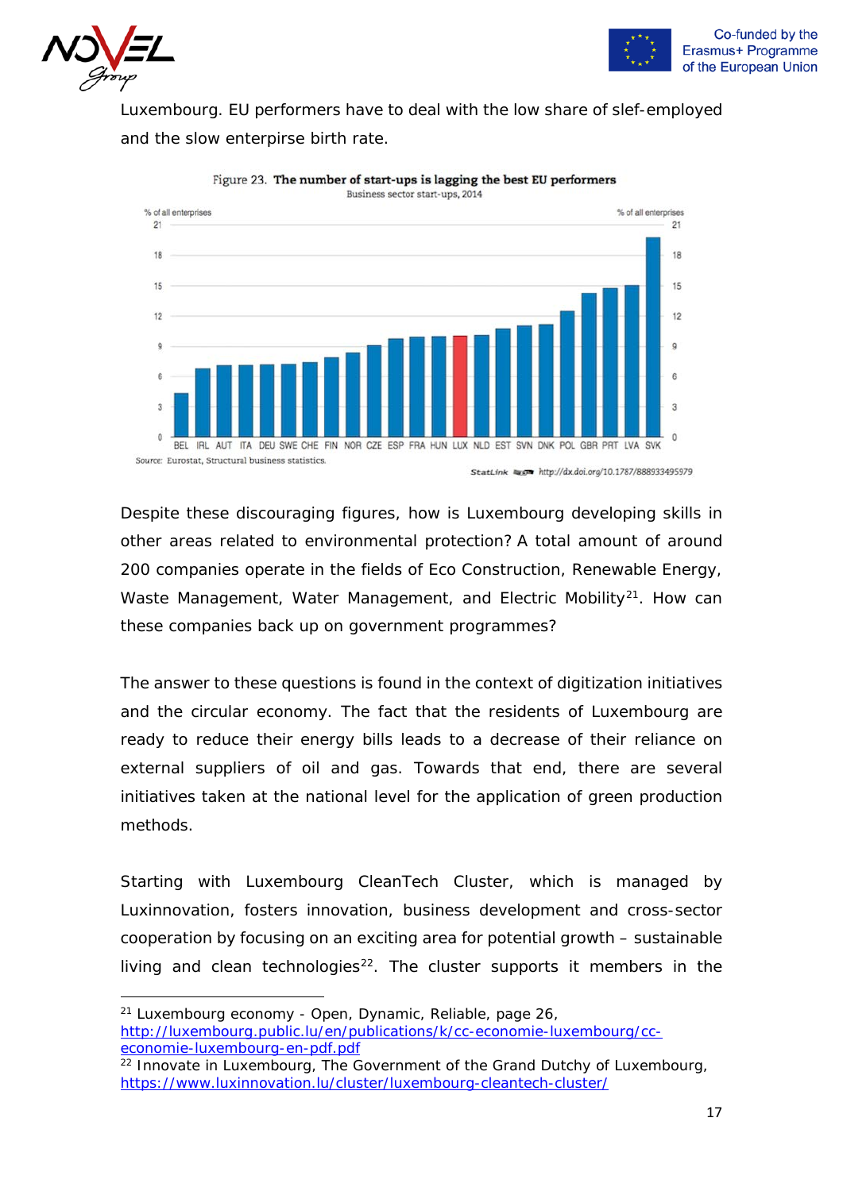Luxembourg. EU performers have to deal with the low share of slef-employed and the slow enterpirse birth rate.

Figure 23. **The number of start-ups is lagging the best EU performers**

Business sector start-ups, 2014

Source: Eurostat, Structural business statistics.

StatLink http://dx.doi.org/10.1787/888933495979

Despite these discouraging figures, how is Luxembourg developing skills in other areas related to environmental protection? A total amount of around 200 companies operate in the fields of Eco Construction, Renewable Energy, Waste Management, Water Management, and Electric Mobility[21]. How can these companies back up on government programmes?

The answer to these questions is found in the context of digitization initiatives and the circular economy. The fact that the residents of Luxembourg are ready to reduce their energy bills leads to a decrease of their reliance on external suppliers of oil and gas. Towards that end, there are several initiatives taken at the national level for the application of green production methods.

Starting with Luxembourg CleanTech Cluster, which is managed by Luxinnovation, fosters innovation, business development and cross-sector cooperation by focusing on an exciting area for potential growth – sustainable living and clean technologies[22]. The cluster supports it members in the

---

[21] Luxembourg economy - Open, Dynamic, Reliable, page 26, http://luxembourg.public.lu/en/publications/k/cc-economie-luxembourg/cc-economie-luxembourg-en-pdf.pdf

[22] Innovate in Luxembourg, The Government of the Grand Dutchy of Luxembourg, https://www.luxinnovation.lu/cluster/luxembourg-cleantech-cluster/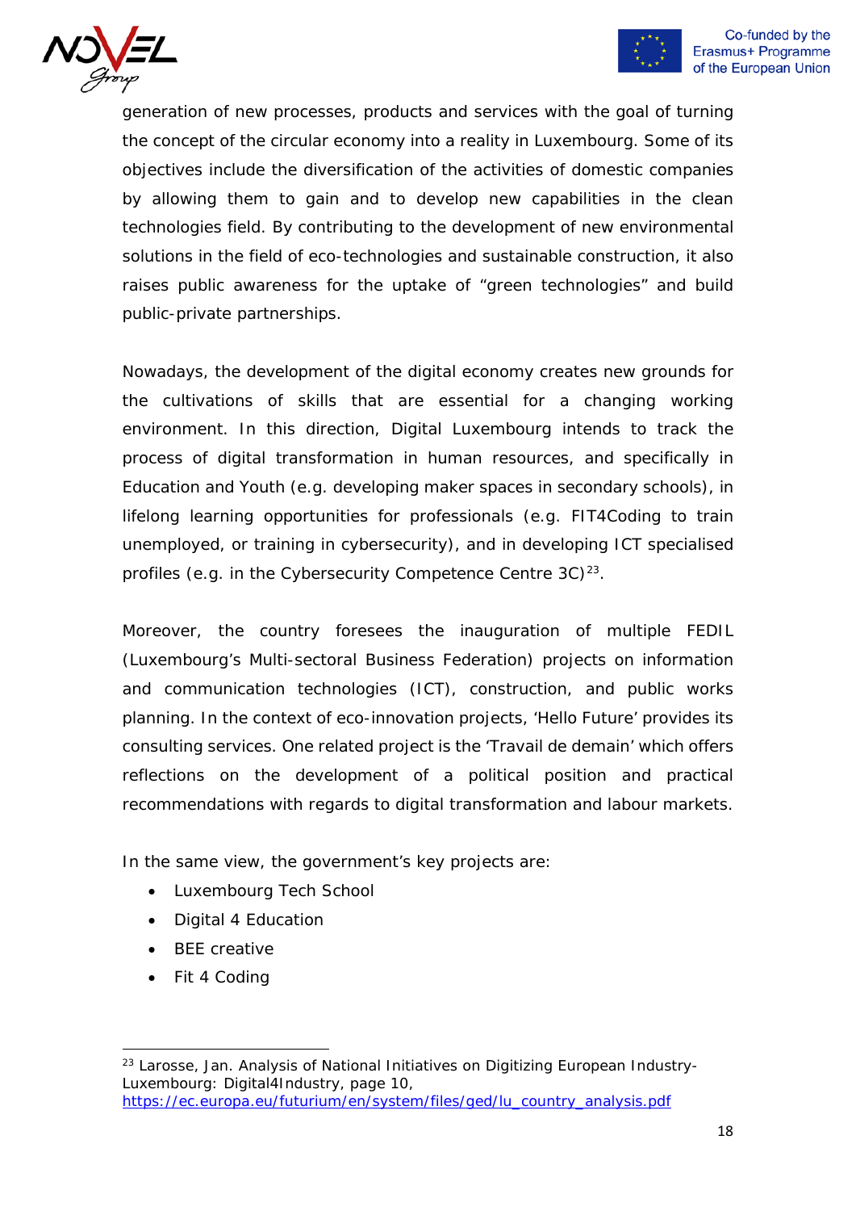generation of new processes, products and services with the goal of turning the concept of the circular economy into a reality in Luxembourg. Some of its objectives include the diversification of the activities of domestic companies by allowing them to gain and to develop new capabilities in the clean technologies field. By contributing to the development of new environmental solutions in the field of eco-technologies and sustainable construction, it also raises public awareness for the uptake of "green technologies" and build public-private partnerships.

Nowadays, the development of the digital economy creates new grounds for the cultivations of skills that are essential for a changing working environment. In this direction, Digital Luxembourg intends to track the process of digital transformation in human resources, and specifically in Education and Youth (e.g. developing maker spaces in secondary schools), in lifelong learning opportunities for professionals (e.g. FIT4Coding to train unemployed, or training in cybersecurity), and in developing ICT specialised profiles (e.g. in the Cybersecurity Competence Centre 3C)[23].

Moreover, the country foresees the inauguration of multiple FEDIL (Luxembourg's Multi-sectoral Business Federation) projects on information and communication technologies (ICT), construction, and public works planning. In the context of eco-innovation projects, 'Hello Future' provides its consulting services. One related project is the 'Travail de demain' which offers reflections on the development of a political position and practical recommendations with regards to digital transformation and labour markets.

In the same view, the government's key projects are:

- Luxembourg Tech School
- Digital 4 Education
- BEE creative
- Fit 4 Coding

[23] Larosse, Jan. Analysis of National Initiatives on Digitizing European Industry-Luxembourg: Digital4Industry, page 10, https://ec.europa.eu/futurium/en/system/files/ged/lu_country_analysis.pdf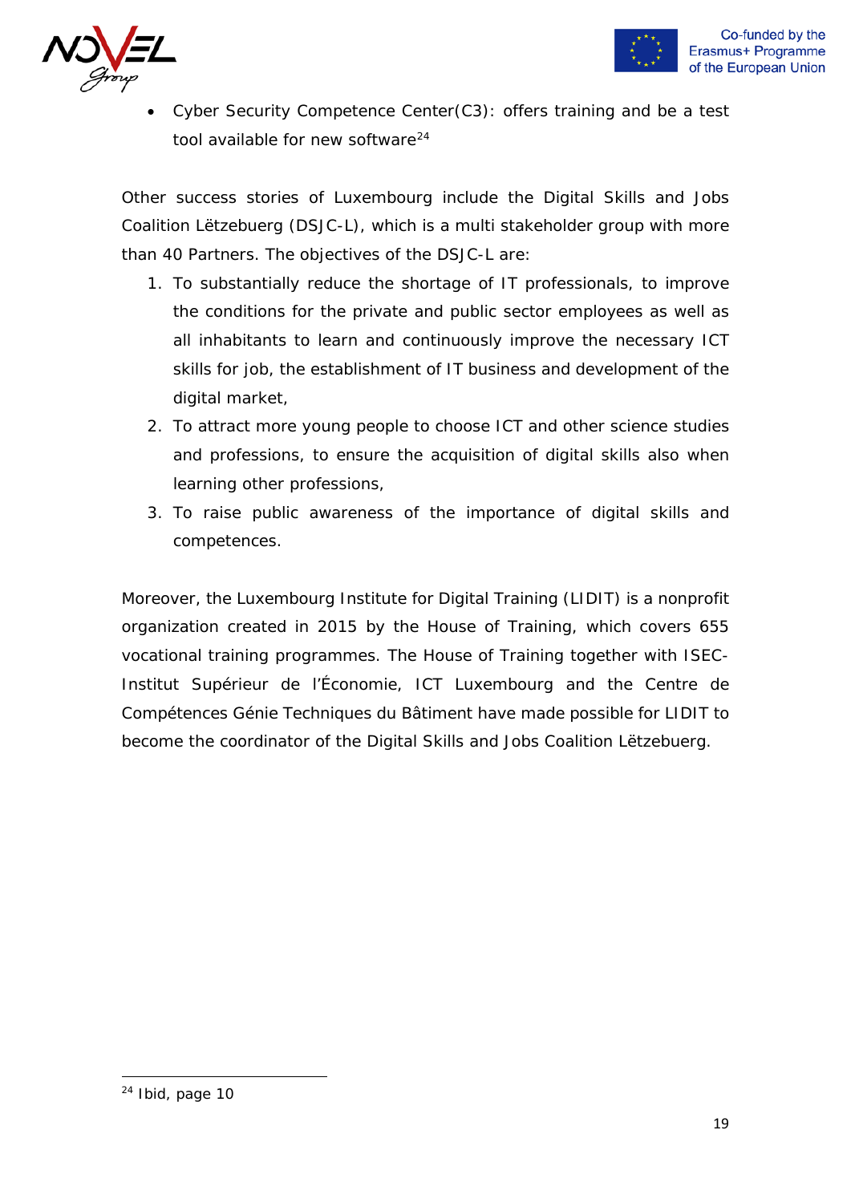- Cyber Security Competence Center(C3): offers training and be a test tool available for new software[24]

Other success stories of Luxembourg include the Digital Skills and Jobs Coalition Lëtzebuerg (DSJC-L), which is a multi stakeholder group with more than 40 Partners. The objectives of the DSJC-L are:

1. To substantially reduce the shortage of IT professionals, to improve the conditions for the private and public sector employees as well as all inhabitants to learn and continuously improve the necessary ICT skills for job, the establishment of IT business and development of the digital market,
2. To attract more young people to choose ICT and other science studies and professions, to ensure the acquisition of digital skills also when learning other professions,
3. To raise public awareness of the importance of digital skills and competences.

Moreover, the Luxembourg Institute for Digital Training (LIDIT) is a nonprofit organization created in 2015 by the House of Training, which covers 655 vocational training programmes. The House of Training together with ISEC-Institut Supérieur de l'Économie, ICT Luxembourg and the Centre de Compétences Génie Techniques du Bâtiment have made possible for LIDIT to become the coordinator of the Digital Skills and Jobs Coalition Lëtzebuerg.

[24] Ibid, page 10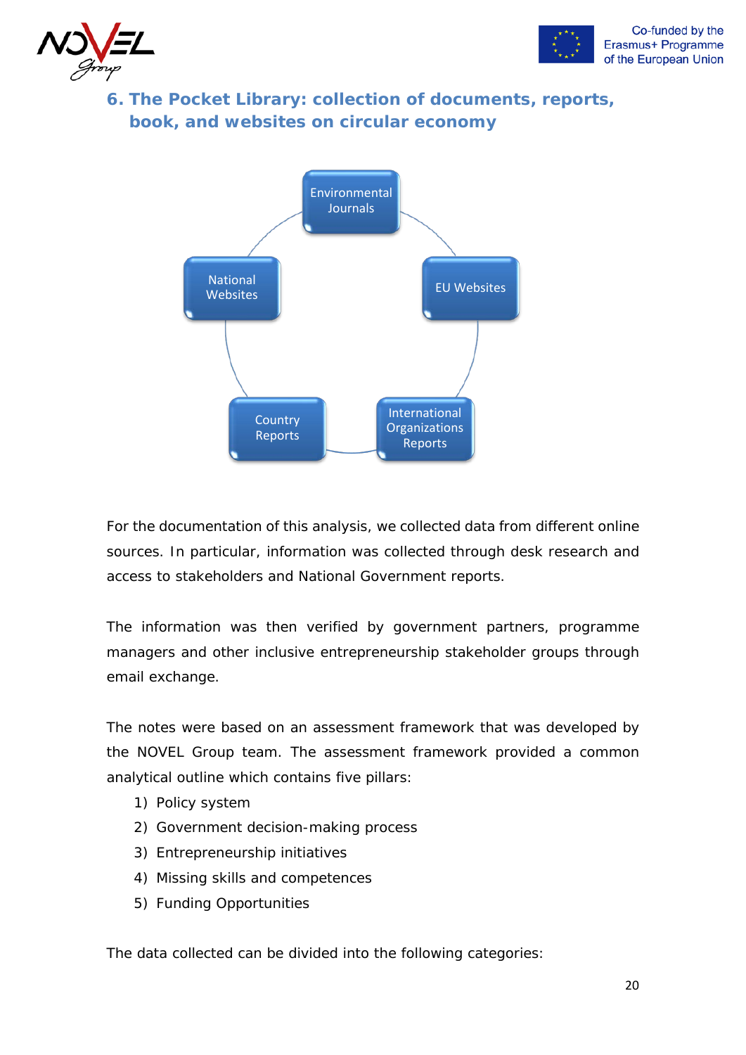## 6. The Pocket Library: collection of documents, reports, book, and websites on circular economy

Environmental Journals

National Websites

EU Websites

Country Reports

International Organizations Reports

For the documentation of this analysis, we collected data from different online sources. In particular, information was collected through desk research and access to stakeholders and National Government reports.

The information was then verified by government partners, programme managers and other inclusive entrepreneurship stakeholder groups through email exchange.

The notes were based on an assessment framework that was developed by the NOVEL Group team. The assessment framework provided a common analytical outline which contains five pillars:

1) Policy system
2) Government decision-making process
3) Entrepreneurship initiatives
4) Missing skills and competences
5) Funding Opportunities

The data collected can be divided into the following categories: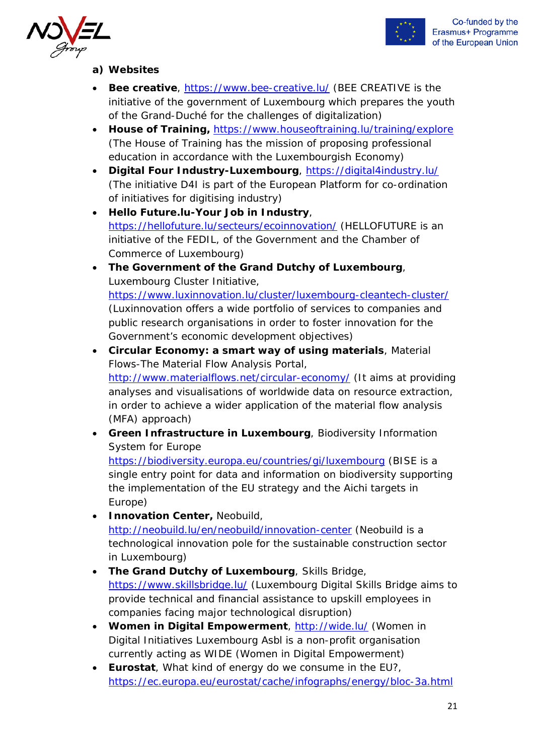a) **Websites**

- **Bee creative**, https://www.bee-creative.lu/ (BEE CREATIVE is the initiative of the government of Luxembourg which prepares the youth of the Grand-Duché for the challenges of digitalization)
- **House of Training,** https://www.houseoftraining.lu/training/explore (The House of Training has the mission of proposing professional education in accordance with the Luxembourgish Economy)
- **Digital Four Industry-Luxembourg**, https://digital4industry.lu/ (The initiative D4I is part of the European Platform for co-ordination of initiatives for digitising industry)
- **Hello Future.lu-Your Job in Industry**, https://hellofuture.lu/secteurs/ecoinnovation/ (HELLOFUTURE is an initiative of the FEDIL, of the Government and the Chamber of Commerce of Luxembourg)
- **The Government of the Grand Dutchy of Luxembourg**, Luxembourg Cluster Initiative, https://www.luxinnovation.lu/cluster/luxembourg-cleantech-cluster/ (Luxinnovation offers a wide portfolio of services to companies and public research organisations in order to foster innovation for the Government's economic development objectives)
- **Circular Economy: a smart way of using materials**, Material Flows-The Material Flow Analysis Portal, http://www.materialflows.net/circular-economy/ (It aims at providing analyses and visualisations of worldwide data on resource extraction, in order to achieve a wider application of the material flow analysis (MFA) approach)
- **Green Infrastructure in Luxembourg**, Biodiversity Information System for Europe https://biodiversity.europa.eu/countries/gi/luxembourg (BISE is a single entry point for data and information on biodiversity supporting the implementation of the EU strategy and the Aichi targets in Europe)
- **Innovation Center,** Neobuild, http://neobuild.lu/en/neobuild/innovation-center (Neobuild is a technological innovation pole for the sustainable construction sector in Luxembourg)
- **The Grand Dutchy of Luxembourg**, Skills Bridge, https://www.skillsbridge.lu/ (Luxembourg Digital Skills Bridge aims to provide technical and financial assistance to upskill employees in companies facing major technological disruption)
- **Women in Digital Empowerment**, http://wide.lu/ (Women in Digital Initiatives Luxembourg Asbl is a non-profit organisation currently acting as WIDE (Women in Digital Empowerment)
- **Eurostat**, What kind of energy do we consume in the EU?, https://ec.europa.eu/eurostat/cache/infographs/energy/bloc-3a.html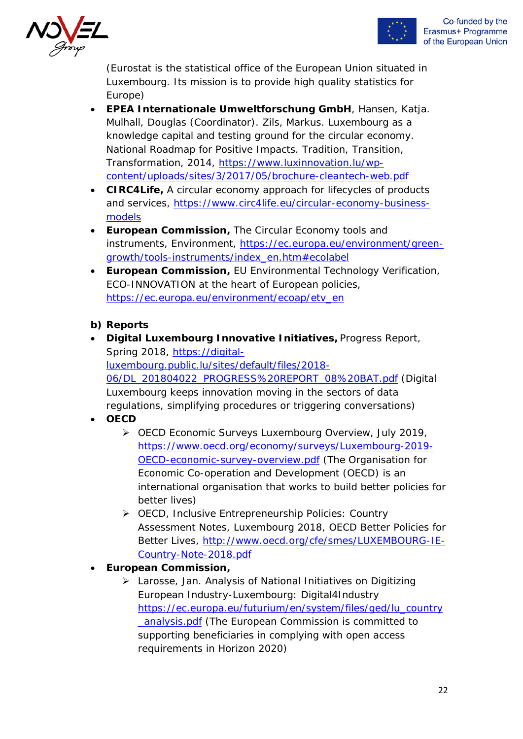(Eurostat is the statistical office of the European Union situated in Luxembourg. Its mission is to provide high quality statistics for Europe)

- **EPEA Internationale Umweltforschung GmbH**, Hansen, Katja. Mulhall, Douglas (Coordinator). Zils, Markus. Luxembourg as a knowledge capital and testing ground for the circular economy. National Roadmap for Positive Impacts. Tradition, Transition, Transformation, 2014, https://www.luxinnovation.lu/wp-content/uploads/sites/3/2017/05/brochure-cleantech-web.pdf
- **CIRC4Life,** A circular economy approach for lifecycles of products and services, https://www.circ4life.eu/circular-economy-business-models
- **European Commission,** The Circular Economy tools and instruments, Environment, https://ec.europa.eu/environment/green-growth/tools-instruments/index_en.htm#ecolabel
- **European Commission,** EU Environmental Technology Verification, ECO-INNOVATION at the heart of European policies, https://ec.europa.eu/environment/ecoap/etv_en

**b) Reports**

- **Digital Luxembourg Innovative Initiatives,** Progress Report, Spring 2018, https://digital-luxembourg.public.lu/sites/default/files/2018-06/DL_201804022_PROGRESS%20REPORT_08%20BAT.pdf (Digital Luxembourg keeps innovation moving in the sectors of data regulations, simplifying procedures or triggering conversations)
- **OECD**
  - OECD Economic Surveys Luxembourg Overview, July 2019, https://www.oecd.org/economy/surveys/Luxembourg-2019-OECD-economic-survey-overview.pdf (The Organisation for Economic Co-operation and Development (OECD) is an international organisation that works to build better policies for better lives)
  - OECD, Inclusive Entrepreneurship Policies: Country Assessment Notes, Luxembourg 2018, OECD Better Policies for Better Lives, http://www.oecd.org/cfe/smes/LUXEMBOURG-IE-Country-Note-2018.pdf
- **European Commission,**
  - Larosse, Jan. Analysis of National Initiatives on Digitizing European Industry-Luxembourg: Digital4Industry https://ec.europa.eu/futurium/en/system/files/ged/lu_country_analysis.pdf (The European Commission is committed to supporting beneficiaries in complying with open access requirements in Horizon 2020)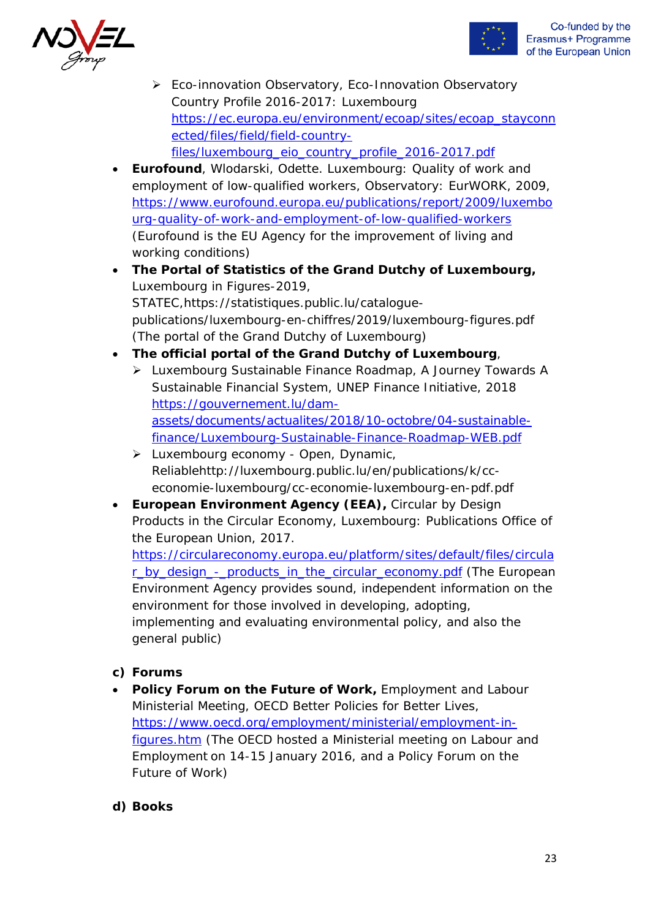- Eco-innovation Observatory, Eco-Innovation Observatory Country Profile 2016-2017: Luxembourg https://ec.europa.eu/environment/ecoap/sites/ecoap_stayconnected/files/field/field-country-files/luxembourg_eio_country_profile_2016-2017.pdf
- **Eurofound**, Wlodarski, Odette. Luxembourg: Quality of work and employment of low-qualified workers, Observatory: EurWORK, 2009, https://www.eurofound.europa.eu/publications/report/2009/luxembourg-quality-of-work-and-employment-of-low-qualified-workers (Eurofound is the EU Agency for the improvement of living and working conditions)
- **The Portal of Statistics of the Grand Dutchy of Luxembourg,** Luxembourg in Figures-2019, STATEC,https://statistiques.public.lu/catalogue-publications/luxembourg-en-chiffres/2019/luxembourg-figures.pdf (The portal of the Grand Dutchy of Luxembourg)
- **The official portal of the Grand Dutchy of Luxembourg**,
   - Luxembourg Sustainable Finance Roadmap, A Journey Towards A Sustainable Financial System, UNEP Finance Initiative, 2018 https://gouvernement.lu/dam-assets/documents/actualites/2018/10-octobre/04-sustainable-finance/Luxembourg-Sustainable-Finance-Roadmap-WEB.pdf
   - Luxembourg economy - Open, Dynamic, Reliablehttp://luxembourg.public.lu/en/publications/k/cc-economie-luxembourg/cc-economie-luxembourg-en-pdf.pdf
- **European Environment Agency (EEA),** Circular by Design Products in the Circular Economy, Luxembourg: Publications Office of the European Union, 2017. https://circulareconomy.europa.eu/platform/sites/default/files/circular_by_design_-_products_in_the_circular_economy.pdf (The European Environment Agency provides sound, independent information on the environment for those involved in developing, adopting, implementing and evaluating environmental policy, and also the general public)

**c) Forums**

- **Policy Forum on the Future of Work,** Employment and Labour Ministerial Meeting, OECD Better Policies for Better Lives, https://www.oecd.org/employment/ministerial/employment-in-figures.htm (The OECD hosted a Ministerial meeting on Labour and Employment on 14-15 January 2016, and a Policy Forum on the Future of Work)

**d) Books**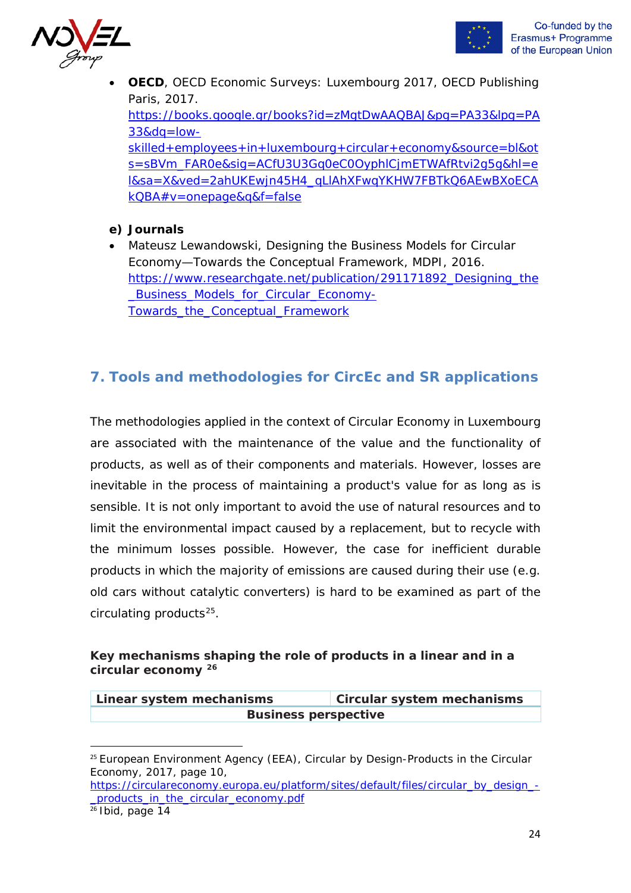- **OECD**, OECD Economic Surveys: Luxembourg 2017, OECD Publishing Paris, 2017. https://books.google.gr/books?id=zMgtDwAAQBAJ&pg=PA33&lpg=PA33&dq=low-skilled+employees+in+luxembourg+circular+economy&source=bl&ots=sBVm_FAR0e&sig=ACfU3U3Gq0eC0OyphlCjmETWAfRtvi2g5g&hl=el&sa=X&ved=2ahUKEwjn45H4_qLlAhXFwqYKHW7FBTkQ6AEwBXoECAkQBA#v=onepage&q&f=false

**e) Journals**

- Mateusz Lewandowski, Designing the Business Models for Circular Economy—Towards the Conceptual Framework, MDPI, 2016. https://www.researchgate.net/publication/291171892_Designing_the_Business_Models_for_Circular_Economy-Towards_the_Conceptual_Framework

## 7. Tools and methodologies for CircEc and SR applications

The methodologies applied in the context of Circular Economy in Luxembourg are associated with the maintenance of the value and the functionality of products, as well as of their components and materials. However, losses are inevitable in the process of maintaining a product's value for as long as is sensible. It is not only important to avoid the use of natural resources and to limit the environmental impact caused by a replacement, but to recycle with the minimum losses possible. However, the case for inefficient durable products in which the majority of emissions are caused during their use (e.g. old cars without catalytic converters) is hard to be examined as part of the circulating products[25].

**Key mechanisms shaping the role of products in a linear and in a circular economy [26]**

| Linear system mechanisms | Circular system mechanisms |
|---|---|
| **Business perspective** | |

[25] European Environment Agency (EEA), Circular by Design-Products in the Circular Economy, 2017, page 10, https://circulareconomy.europa.eu/platform/sites/default/files/circular_by_design_-_products_in_the_circular_economy.pdf

[26] Ibid, page 14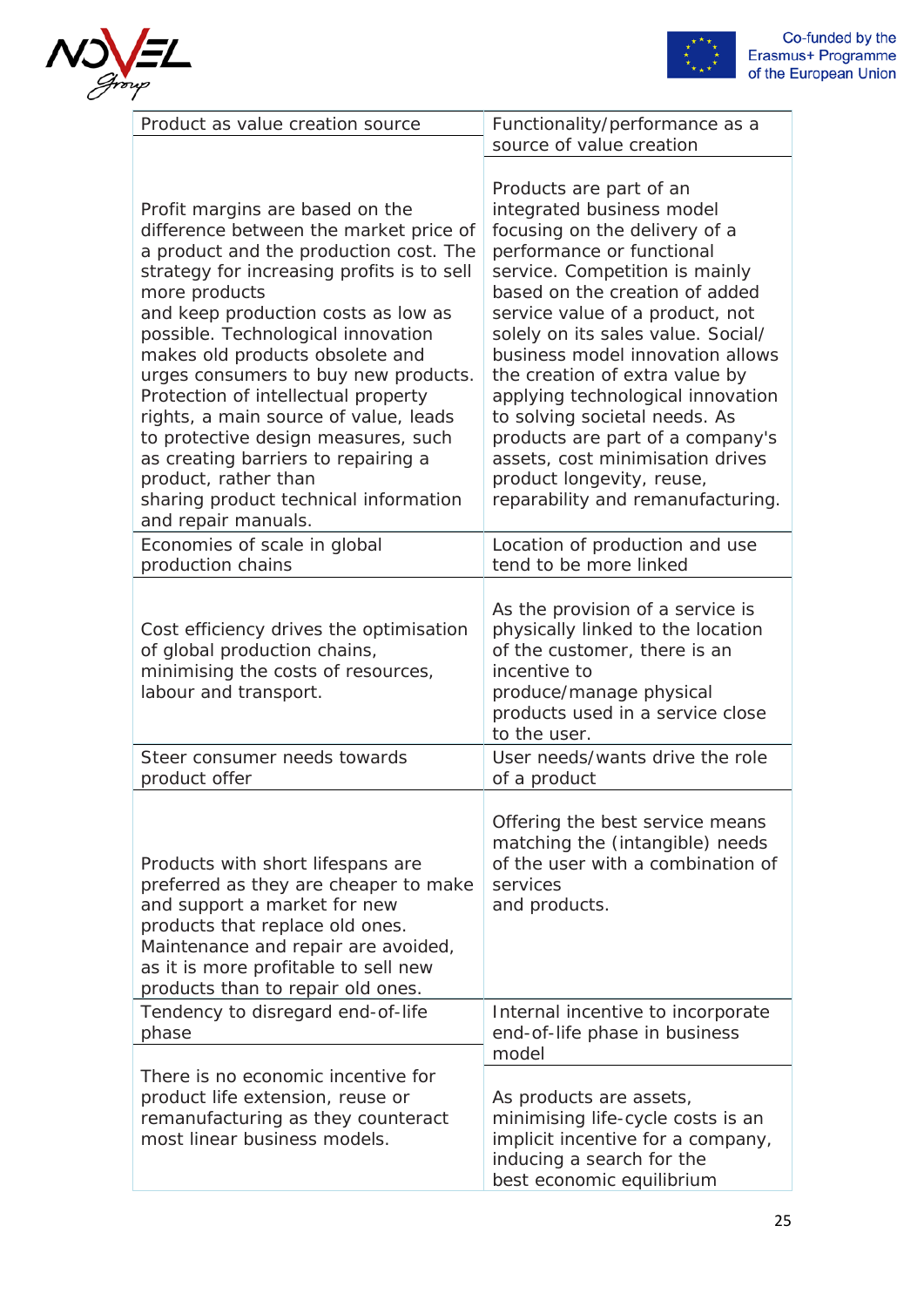| | |
|---|---|
| Product as value creation source | Functionality/performance as a source of value creation |
| Profit margins are based on the difference between the market price of a product and the production cost. The strategy for increasing profits is to sell more products and keep production costs as low as possible. Technological innovation makes old products obsolete and urges consumers to buy new products. Protection of intellectual property rights, a main source of value, leads to protective design measures, such as creating barriers to repairing a product, rather than sharing product technical information and repair manuals. | Products are part of an integrated business model focusing on the delivery of a performance or functional service. Competition is mainly based on the creation of added service value of a product, not solely on its sales value. Social/ business model innovation allows the creation of extra value by applying technological innovation to solving societal needs. As products are part of a company's assets, cost minimisation drives product longevity, reuse, reparability and remanufacturing. |
| Economies of scale in global production chains | Location of production and use tend to be more linked |
| Cost efficiency drives the optimisation of global production chains, minimising the costs of resources, labour and transport. | As the provision of a service is physically linked to the location of the customer, there is an incentive to produce/manage physical products used in a service close to the user. |
| Steer consumer needs towards product offer | User needs/wants drive the role of a product |
| Products with short lifespans are preferred as they are cheaper to make and support a market for new products that replace old ones. Maintenance and repair are avoided, as it is more profitable to sell new products than to repair old ones. | Offering the best service means matching the (intangible) needs of the user with a combination of services and products. |
| Tendency to disregard end-of-life phase | Internal incentive to incorporate end-of-life phase in business model |
| There is no economic incentive for product life extension, reuse or remanufacturing as they counteract most linear business models. | As products are assets, minimising life-cycle costs is an implicit incentive for a company, inducing a search for the best economic equilibrium |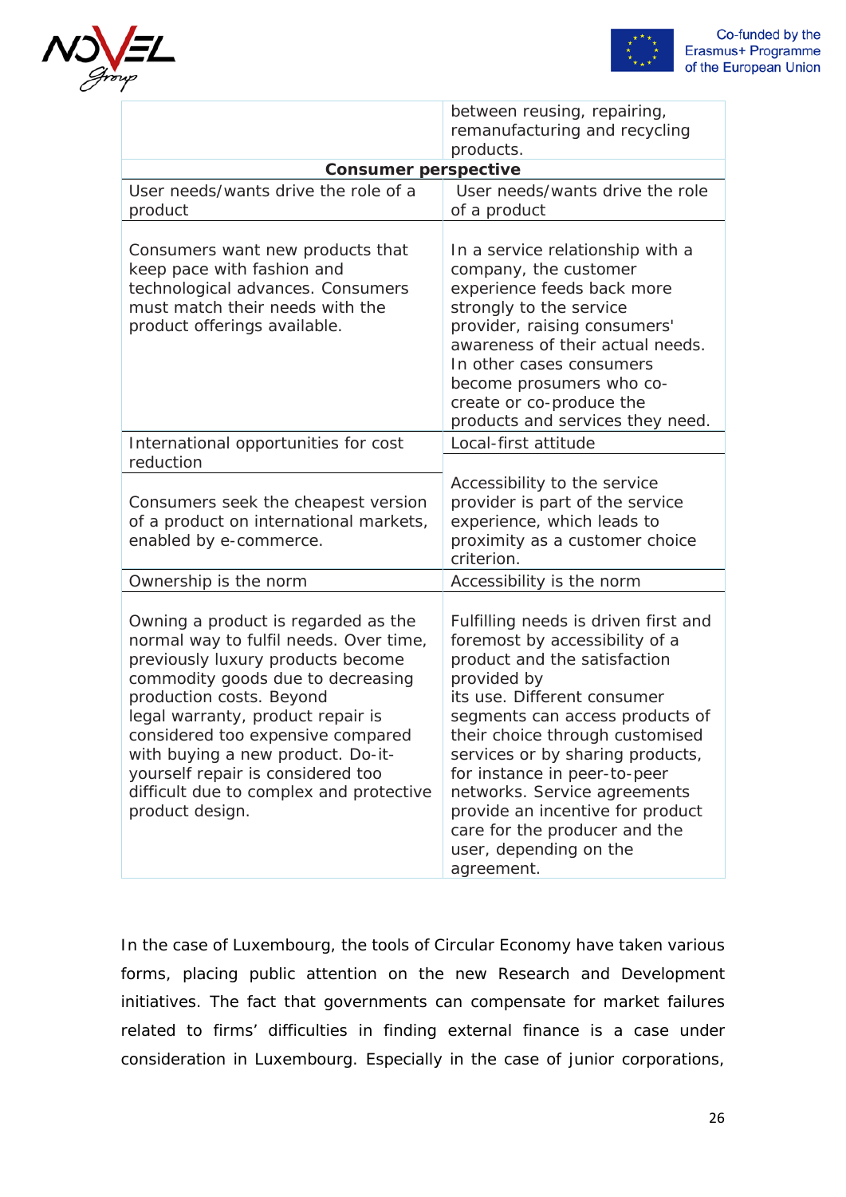| | |
|---|---|
| | between reusing, repairing, remanufacturing and recycling products. |
| **Consumer perspective** | |
| User needs/wants drive the role of a product | User needs/wants drive the role of a product |
| Consumers want new products that keep pace with fashion and technological advances. Consumers must match their needs with the product offerings available. | In a service relationship with a company, the customer experience feeds back more strongly to the service provider, raising consumers' awareness of their actual needs. In other cases consumers become prosumers who co-create or co-produce the products and services they need. |
| International opportunities for cost reduction | Local-first attitude |
| Consumers seek the cheapest version of a product on international markets, enabled by e-commerce. | Accessibility to the service provider is part of the service experience, which leads to proximity as a customer choice criterion. |
| Ownership is the norm | Accessibility is the norm |
| Owning a product is regarded as the normal way to fulfil needs. Over time, previously luxury products become commodity goods due to decreasing production costs. Beyond legal warranty, product repair is considered too expensive compared with buying a new product. Do-it-yourself repair is considered too difficult due to complex and protective product design. | Fulfilling needs is driven first and foremost by accessibility of a product and the satisfaction provided by its use. Different consumer segments can access products of their choice through customised services or by sharing products, for instance in peer-to-peer networks. Service agreements provide an incentive for product care for the producer and the user, depending on the agreement. |

In the case of Luxembourg, the tools of Circular Economy have taken various forms, placing public attention on the new Research and Development initiatives. The fact that governments can compensate for market failures related to firms' difficulties in finding external finance is a case under consideration in Luxembourg. Especially in the case of junior corporations,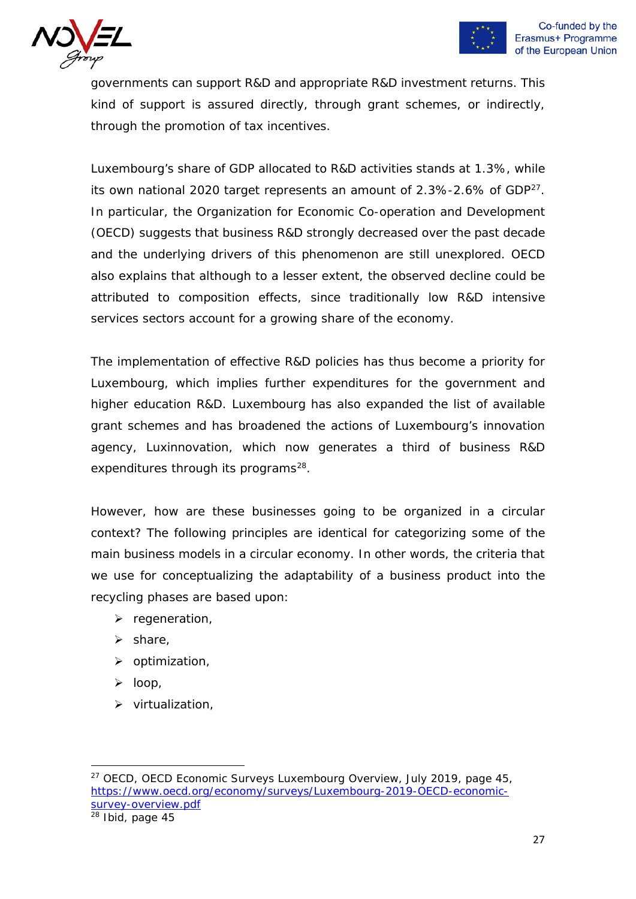governments can support R&D and appropriate R&D investment returns. This kind of support is assured directly, through grant schemes, or indirectly, through the promotion of tax incentives.

Luxembourg's share of GDP allocated to R&D activities stands at 1.3%, while its own national 2020 target represents an amount of 2.3%-2.6% of GDP[27]. In particular, the Organization for Economic Co-operation and Development (OECD) suggests that business R&D strongly decreased over the past decade and the underlying drivers of this phenomenon are still unexplored. OECD also explains that although to a lesser extent, the observed decline could be attributed to composition effects, since traditionally low R&D intensive services sectors account for a growing share of the economy.

The implementation of effective R&D policies has thus become a priority for Luxembourg, which implies further expenditures for the government and higher education R&D. Luxembourg has also expanded the list of available grant schemes and has broadened the actions of Luxembourg's innovation agency, Luxinnovation, which now generates a third of business R&D expenditures through its programs[28].

However, how are these businesses going to be organized in a circular context? The following principles are identical for categorizing some of the main business models in a circular economy. In other words, the criteria that we use for conceptualizing the adaptability of a business product into the recycling phases are based upon:

- regeneration,
- share,
- optimization,
- loop,
- virtualization,

---

[27] OECD, OECD Economic Surveys Luxembourg Overview, July 2019, page 45, https://www.oecd.org/economy/surveys/Luxembourg-2019-OECD-economic-survey-overview.pdf

[28] Ibid, page 45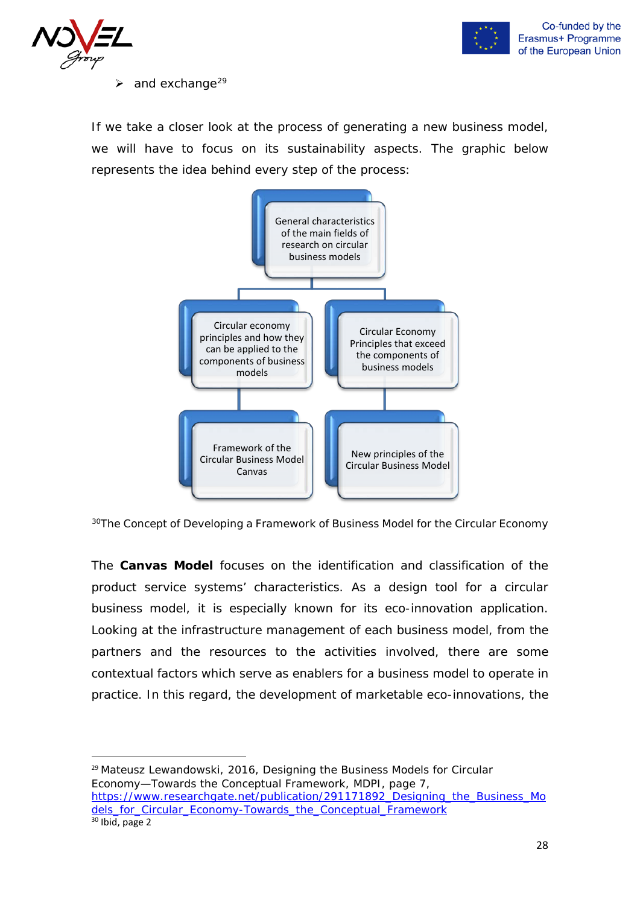- and exchange[29]

If we take a closer look at the process of generating a new business model, we will have to focus on its sustainability aspects. The graphic below represents the idea behind every step of the process:

General characteristics of the main fields of research on circular business models

Circular economy principles and how they can be applied to the components of business models

Circular Economy Principles that exceed the components of business models

Framework of the Circular Business Model Canvas

New principles of the Circular Business Model

[30]The Concept of Developing a Framework of Business Model for the Circular Economy

The **Canvas Model** focuses on the identification and classification of the product service systems' characteristics. As a design tool for a circular business model, it is especially known for its eco-innovation application. Looking at the infrastructure management of each business model, from the partners and the resources to the activities involved, there are some contextual factors which serve as enablers for a business model to operate in practice. In this regard, the development of marketable eco-innovations, the

---

[29] Mateusz Lewandowski, 2016, Designing the Business Models for Circular Economy—Towards the Conceptual Framework, MDPI, page 7, https://www.researchgate.net/publication/291171892_Designing_the_Business_Models_for_Circular_Economy-Towards_the_Conceptual_Framework

[30] Ibid, page 2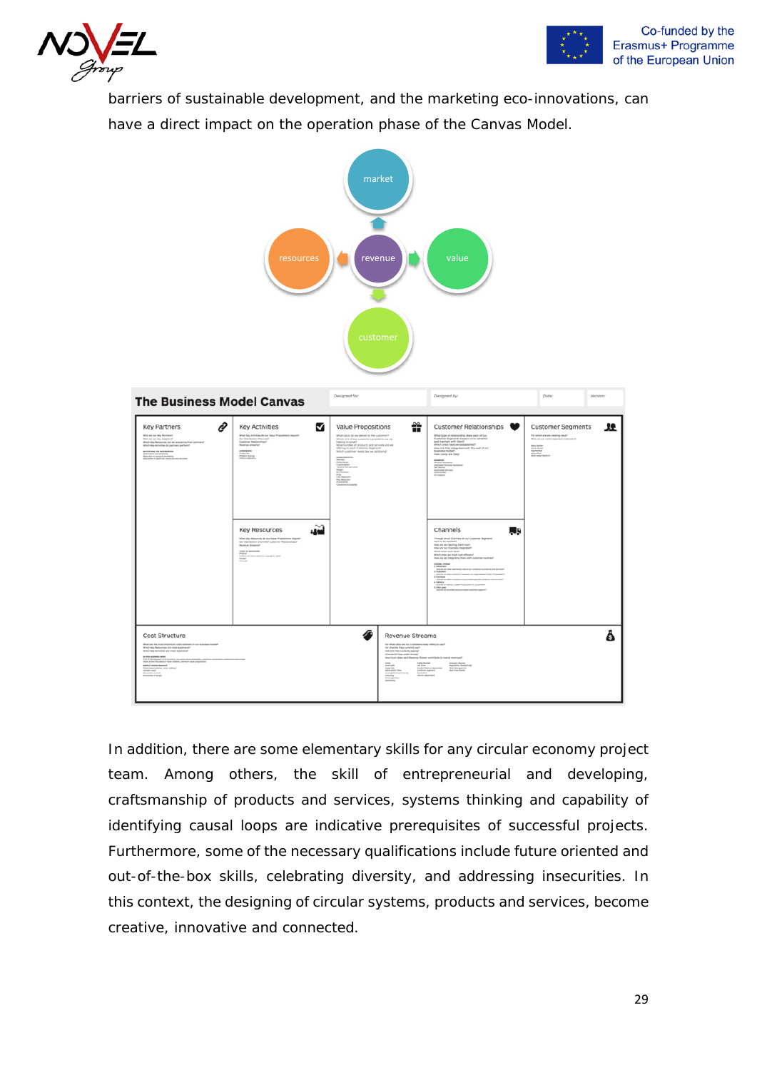barriers of sustainable development, and the marketing eco-innovations, can have a direct impact on the operation phase of the Canvas Model.

In addition, there are some elementary skills for any circular economy project team. Among others, the skill of entrepreneurial and developing, craftsmanship of products and services, systems thinking and capability of identifying causal loops are indicative prerequisites of successful projects. Furthermore, some of the necessary qualifications include future oriented and out-of-the-box skills, celebrating diversity, and addressing insecurities. In this context, the designing of circular systems, products and services, become creative, innovative and connected.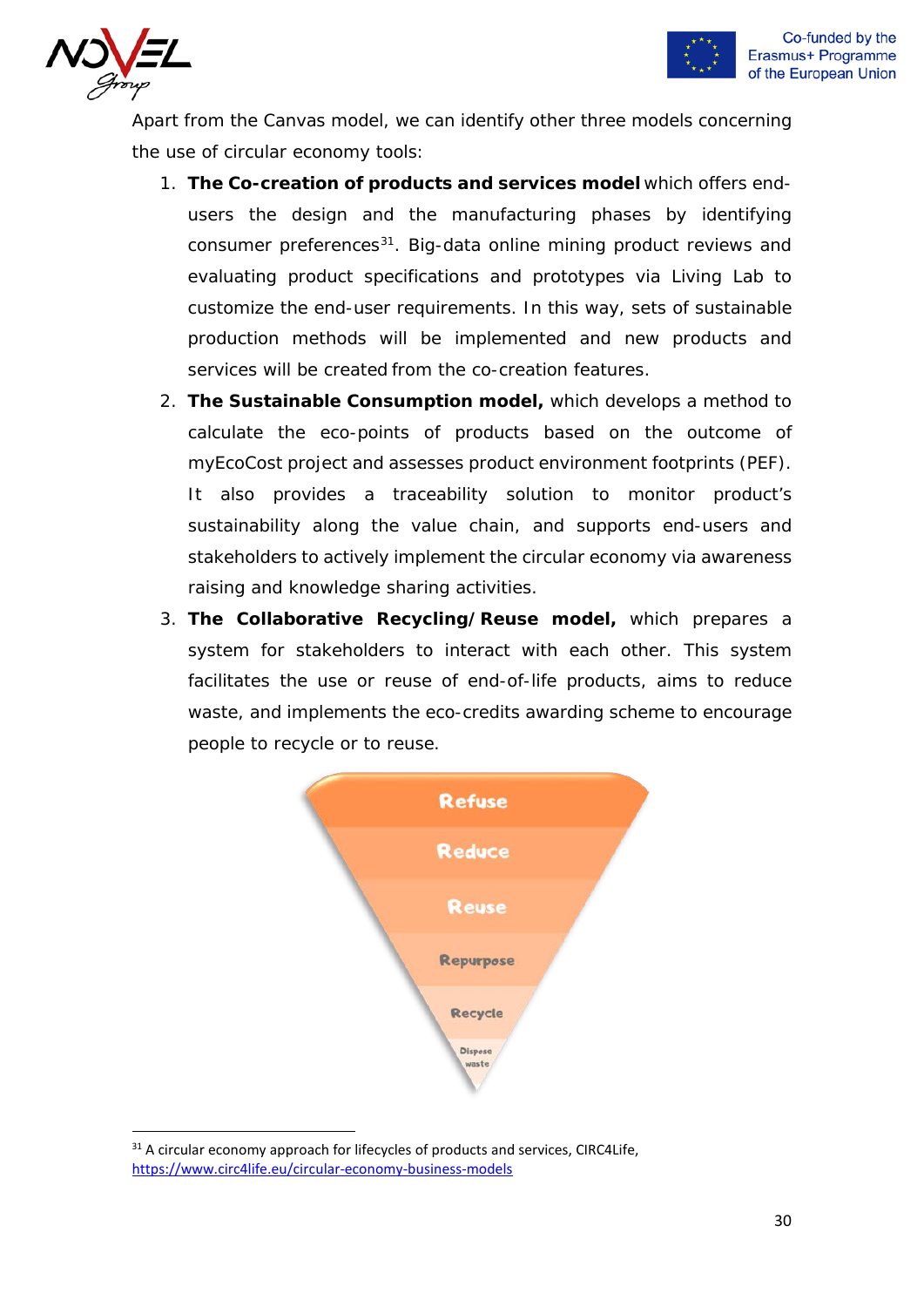Apart from the Canvas model, we can identify other three models concerning the use of circular economy tools:

1. **The Co-creation of products and services model** which offers end-users the design and the manufacturing phases by identifying consumer preferences[31]. Big-data online mining product reviews and evaluating product specifications and prototypes via Living Lab to customize the end-user requirements. In this way, sets of sustainable production methods will be implemented and new products and services will be created from the co-creation features.
2. **The Sustainable Consumption model,** which develops a method to calculate the eco-points of products based on the outcome of myEcoCost project and assesses product environment footprints (PEF). It also provides a traceability solution to monitor product's sustainability along the value chain, and supports end-users and stakeholders to actively implement the circular economy via awareness raising and knowledge sharing activities.
3. **The Collaborative Recycling/Reuse model,** which prepares a system for stakeholders to interact with each other. This system facilitates the use or reuse of end-of-life products, aims to reduce waste, and implements the eco-credits awarding scheme to encourage people to recycle or to reuse.

Refuse

Reduce

Reuse

Repurpose

Recycle

Dispose waste

[31] A circular economy approach for lifecycles of products and services, CIRC4Life, https://www.circ4life.eu/circular-economy-business-models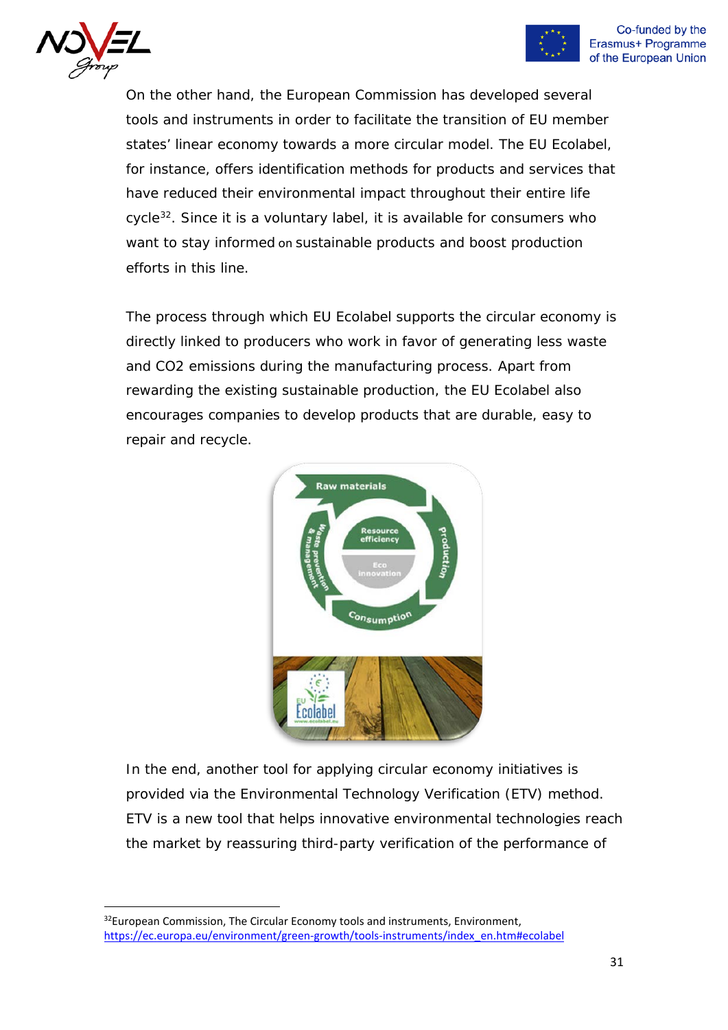On the other hand, the European Commission has developed several tools and instruments in order to facilitate the transition of EU member states' linear economy towards a more circular model. The EU Ecolabel, for instance, offers identification methods for products and services that have reduced their environmental impact throughout their entire life cycle[32]. Since it is a voluntary label, it is available for consumers who want to stay informed on sustainable products and boost production efforts in this line.

The process through which EU Ecolabel supports the circular economy is directly linked to producers who work in favor of generating less waste and CO2 emissions during the manufacturing process. Apart from rewarding the existing sustainable production, the EU Ecolabel also encourages companies to develop products that are durable, easy to repair and recycle.

In the end, another tool for applying circular economy initiatives is provided via the Environmental Technology Verification (ETV) method. ETV is a new tool that helps innovative environmental technologies reach the market by reassuring third-party verification of the performance of

---

[32] European Commission, The Circular Economy tools and instruments, Environment, https://ec.europa.eu/environment/green-growth/tools-instruments/index_en.htm#ecolabel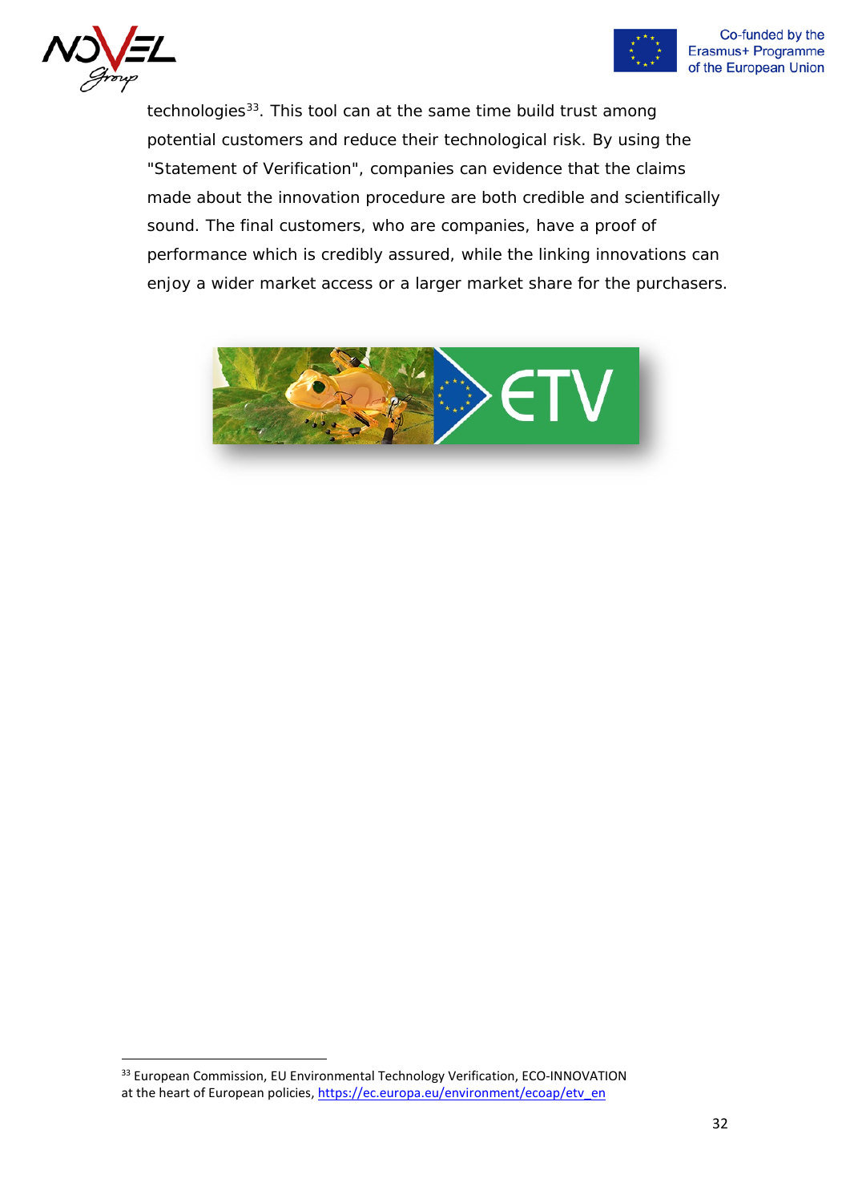technologies[33]. This tool can at the same time build trust among potential customers and reduce their technological risk. By using the "Statement of Verification", companies can evidence that the claims made about the innovation procedure are both credible and scientifically sound. The final customers, who are companies, have a proof of performance which is credibly assured, while the linking innovations can enjoy a wider market access or a larger market share for the purchasers.

[33] European Commission, EU Environmental Technology Verification, ECO-INNOVATION at the heart of European policies, https://ec.europa.eu/environment/ecoap/etv_en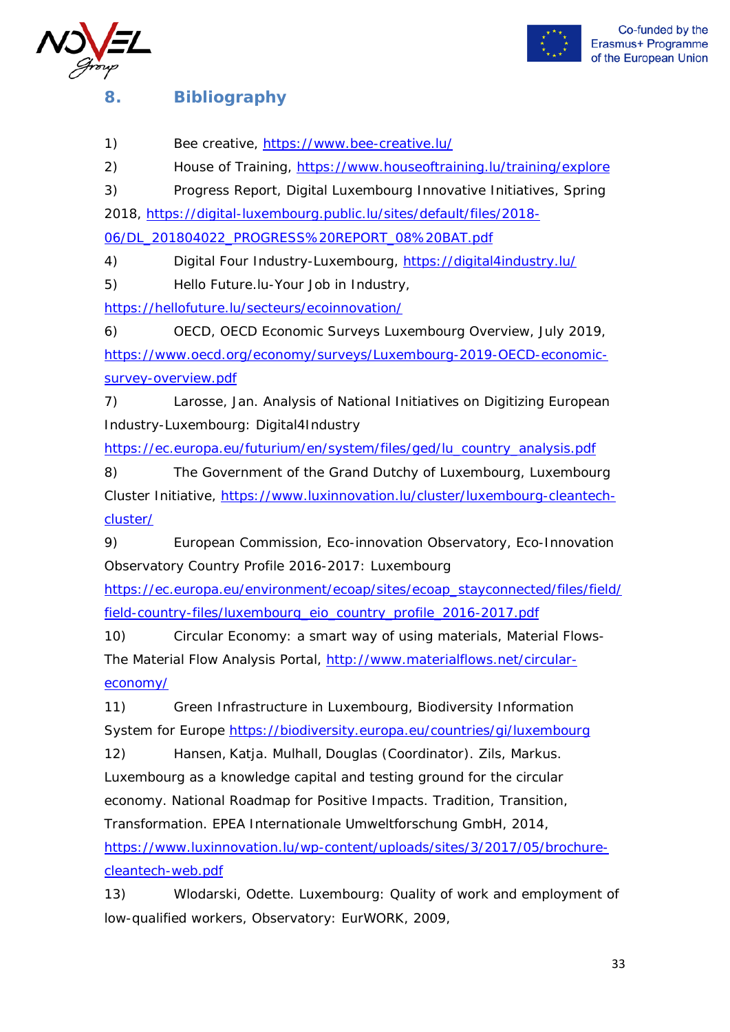## 8. Bibliography

1) Bee creative, https://www.bee-creative.lu/

2) House of Training, https://www.houseoftraining.lu/training/explore

3) Progress Report, Digital Luxembourg Innovative Initiatives, Spring 2018, https://digital-luxembourg.public.lu/sites/default/files/2018-06/DL_201804022_PROGRESS%20REPORT_08%20BAT.pdf

4) Digital Four Industry-Luxembourg, https://digital4industry.lu/

5) Hello Future.lu-Your Job in Industry, https://hellofuture.lu/secteurs/ecoinnovation/

6) OECD, OECD Economic Surveys Luxembourg Overview, July 2019, https://www.oecd.org/economy/surveys/Luxembourg-2019-OECD-economic-survey-overview.pdf

7) Larosse, Jan. Analysis of National Initiatives on Digitizing European Industry-Luxembourg: Digital4Industry https://ec.europa.eu/futurium/en/system/files/ged/lu_country_analysis.pdf

8) The Government of the Grand Dutchy of Luxembourg, Luxembourg Cluster Initiative, https://www.luxinnovation.lu/cluster/luxembourg-cleantech-cluster/

9) European Commission, Eco-innovation Observatory, Eco-Innovation Observatory Country Profile 2016-2017: Luxembourg https://ec.europa.eu/environment/ecoap/sites/ecoap_stayconnected/files/field/field-country-files/luxembourg_eio_country_profile_2016-2017.pdf

10) Circular Economy: a smart way of using materials, Material Flows-The Material Flow Analysis Portal, http://www.materialflows.net/circular-economy/

11) Green Infrastructure in Luxembourg, Biodiversity Information System for Europe https://biodiversity.europa.eu/countries/gi/luxembourg

12) Hansen, Katja. Mulhall, Douglas (Coordinator). Zils, Markus. Luxembourg as a knowledge capital and testing ground for the circular economy. National Roadmap for Positive Impacts. Tradition, Transition, Transformation. EPEA Internationale Umweltforschung GmbH, 2014, https://www.luxinnovation.lu/wp-content/uploads/sites/3/2017/05/brochure-cleantech-web.pdf

13) Wlodarski, Odette. Luxembourg: Quality of work and employment of low-qualified workers, Observatory: EurWORK, 2009,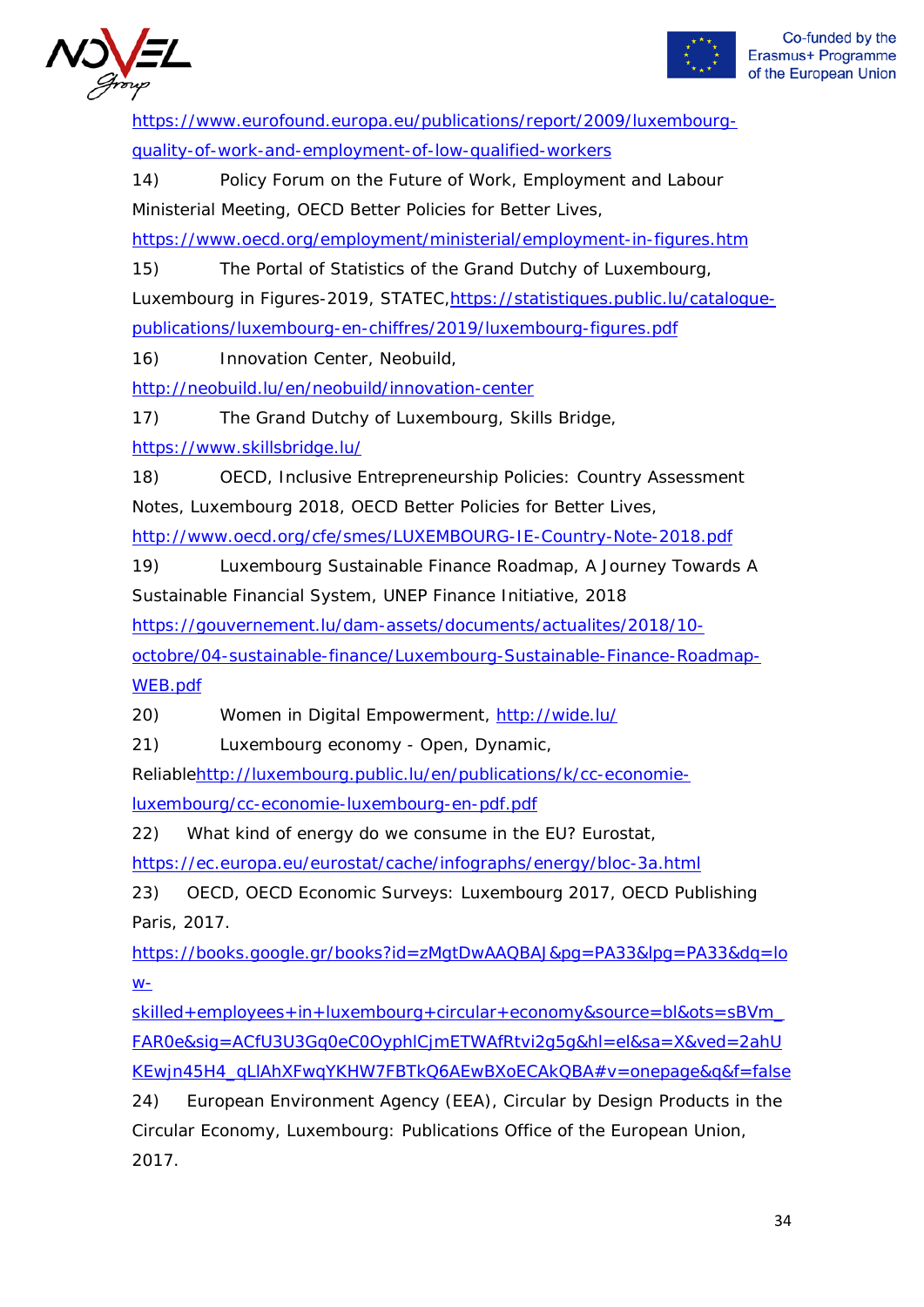https://www.eurofound.europa.eu/publications/report/2009/luxembourg-quality-of-work-and-employment-of-low-qualified-workers

14) Policy Forum on the Future of Work, Employment and Labour Ministerial Meeting, OECD Better Policies for Better Lives, https://www.oecd.org/employment/ministerial/employment-in-figures.htm

15) The Portal of Statistics of the Grand Dutchy of Luxembourg, Luxembourg in Figures-2019, STATEC,https://statistiques.public.lu/catalogue-publications/luxembourg-en-chiffres/2019/luxembourg-figures.pdf

16) Innovation Center, Neobuild, http://neobuild.lu/en/neobuild/innovation-center

17) The Grand Dutchy of Luxembourg, Skills Bridge, https://www.skillsbridge.lu/

18) OECD, Inclusive Entrepreneurship Policies: Country Assessment Notes, Luxembourg 2018, OECD Better Policies for Better Lives, http://www.oecd.org/cfe/smes/LUXEMBOURG-IE-Country-Note-2018.pdf

19) Luxembourg Sustainable Finance Roadmap, A Journey Towards A Sustainable Financial System, UNEP Finance Initiative, 2018 https://gouvernement.lu/dam-assets/documents/actualites/2018/10-octobre/04-sustainable-finance/Luxembourg-Sustainable-Finance-Roadmap-WEB.pdf

20) Women in Digital Empowerment, http://wide.lu/

21) Luxembourg economy - Open, Dynamic, Reliablehttp://luxembourg.public.lu/en/publications/k/cc-economie-luxembourg/cc-economie-luxembourg-en-pdf.pdf

22) What kind of energy do we consume in the EU? Eurostat, https://ec.europa.eu/eurostat/cache/infographs/energy/bloc-3a.html

23) OECD, OECD Economic Surveys: Luxembourg 2017, OECD Publishing Paris, 2017. https://books.google.gr/books?id=zMgtDwAAQBAJ&pg=PA33&lpg=PA33&dq=low-skilled+employees+in+luxembourg+circular+economy&source=bl&ots=sBVm_FAR0e&sig=ACfU3U3Gq0eC0OyphlCjmETWAfRtvi2g5g&hl=el&sa=X&ved=2ahUKEwjn45H4_qLlAhXFwqYKHW7FBTkQ6AEwBXoECAkQBA#v=onepage&q&f=false

24) European Environment Agency (EEA), Circular by Design Products in the Circular Economy, Luxembourg: Publications Office of the European Union, 2017.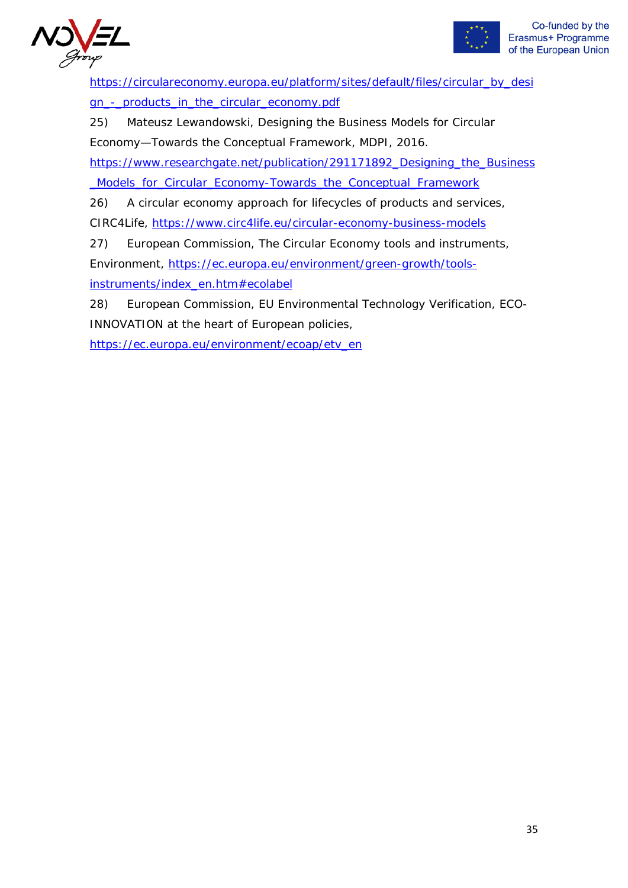https://circulareconomy.europa.eu/platform/sites/default/files/circular_by_design_-_products_in_the_circular_economy.pdf

25) Mateusz Lewandowski, Designing the Business Models for Circular Economy—Towards the Conceptual Framework, MDPI, 2016. https://www.researchgate.net/publication/291171892_Designing_the_Business_Models_for_Circular_Economy-Towards_the_Conceptual_Framework

26) A circular economy approach for lifecycles of products and services, CIRC4Life, https://www.circ4life.eu/circular-economy-business-models

27) European Commission, The Circular Economy tools and instruments, Environment, https://ec.europa.eu/environment/green-growth/tools-instruments/index_en.htm#ecolabel

28) European Commission, EU Environmental Technology Verification, ECO-INNOVATION at the heart of European policies, https://ec.europa.eu/environment/ecoap/etv_en